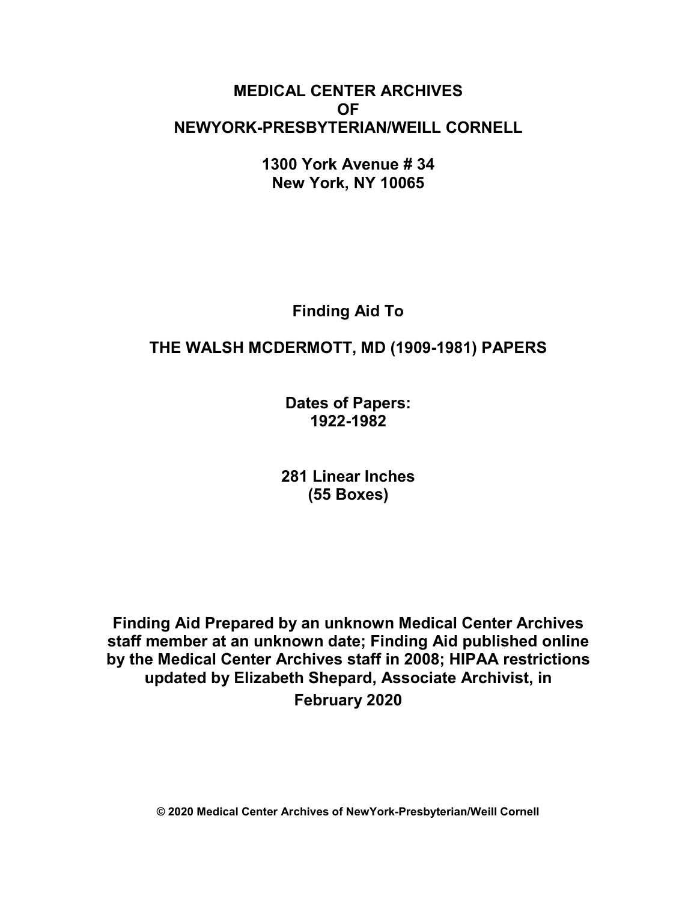**MEDICAL CENTER ARCHIVES**
**OF**
**NEWYORK-PRESBYTERIAN/WEILL CORNELL**

**1300 York Avenue # 34**
**New York, NY 10065**

**Finding Aid To**

# THE WALSH MCDERMOTT, MD (1909-1981) PAPERS

**Dates of Papers:**
**1922-1982**

**281 Linear Inches**
**(55 Boxes)**

**Finding Aid Prepared by an unknown Medical Center Archives staff member at an unknown date; Finding Aid published online by the Medical Center Archives staff in 2008; HIPAA restrictions updated by Elizabeth Shepard, Associate Archivist, in February 2020**

**© 2020 Medical Center Archives of NewYork-Presbyterian/Weill Cornell**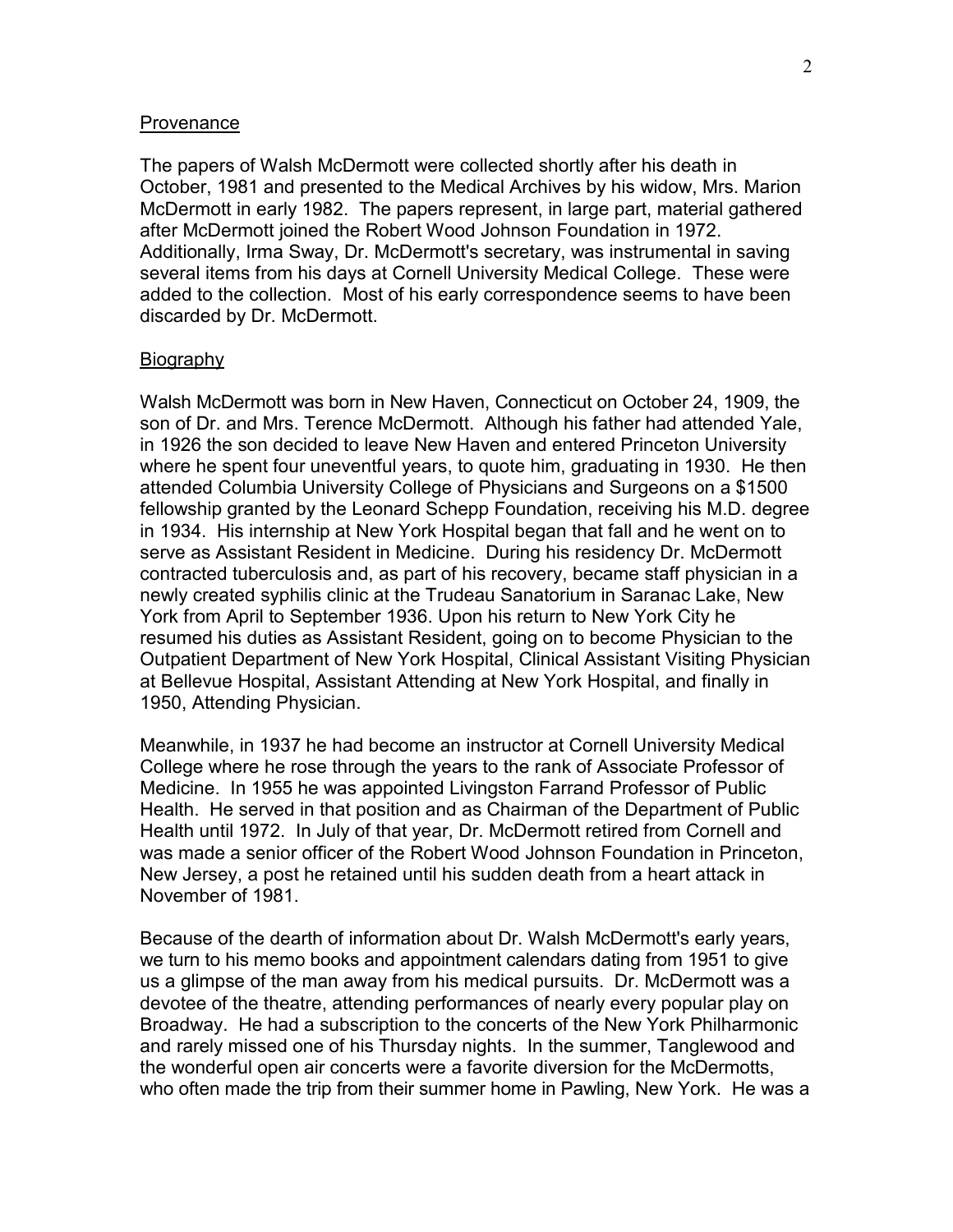## Provenance

The papers of Walsh McDermott were collected shortly after his death in October, 1981 and presented to the Medical Archives by his widow, Mrs. Marion McDermott in early 1982. The papers represent, in large part, material gathered after McDermott joined the Robert Wood Johnson Foundation in 1972. Additionally, Irma Sway, Dr. McDermott's secretary, was instrumental in saving several items from his days at Cornell University Medical College. These were added to the collection. Most of his early correspondence seems to have been discarded by Dr. McDermott.

## Biography

Walsh McDermott was born in New Haven, Connecticut on October 24, 1909, the son of Dr. and Mrs. Terence McDermott. Although his father had attended Yale, in 1926 the son decided to leave New Haven and entered Princeton University where he spent four uneventful years, to quote him, graduating in 1930. He then attended Columbia University College of Physicians and Surgeons on a $1500 fellowship granted by the Leonard Schepp Foundation, receiving his M.D. degree in 1934. His internship at New York Hospital began that fall and he went on to serve as Assistant Resident in Medicine. During his residency Dr. McDermott contracted tuberculosis and, as part of his recovery, became staff physician in a newly created syphilis clinic at the Trudeau Sanatorium in Saranac Lake, New York from April to September 1936. Upon his return to New York City he resumed his duties as Assistant Resident, going on to become Physician to the Outpatient Department of New York Hospital, Clinical Assistant Visiting Physician at Bellevue Hospital, Assistant Attending at New York Hospital, and finally in 1950, Attending Physician.

Meanwhile, in 1937 he had become an instructor at Cornell University Medical College where he rose through the years to the rank of Associate Professor of Medicine. In 1955 he was appointed Livingston Farrand Professor of Public Health. He served in that position and as Chairman of the Department of Public Health until 1972. In July of that year, Dr. McDermott retired from Cornell and was made a senior officer of the Robert Wood Johnson Foundation in Princeton, New Jersey, a post he retained until his sudden death from a heart attack in November of 1981.

Because of the dearth of information about Dr. Walsh McDermott's early years, we turn to his memo books and appointment calendars dating from 1951 to give us a glimpse of the man away from his medical pursuits. Dr. McDermott was a devotee of the theatre, attending performances of nearly every popular play on Broadway. He had a subscription to the concerts of the New York Philharmonic and rarely missed one of his Thursday nights. In the summer, Tanglewood and the wonderful open air concerts were a favorite diversion for the McDermotts, who often made the trip from their summer home in Pawling, New York. He was a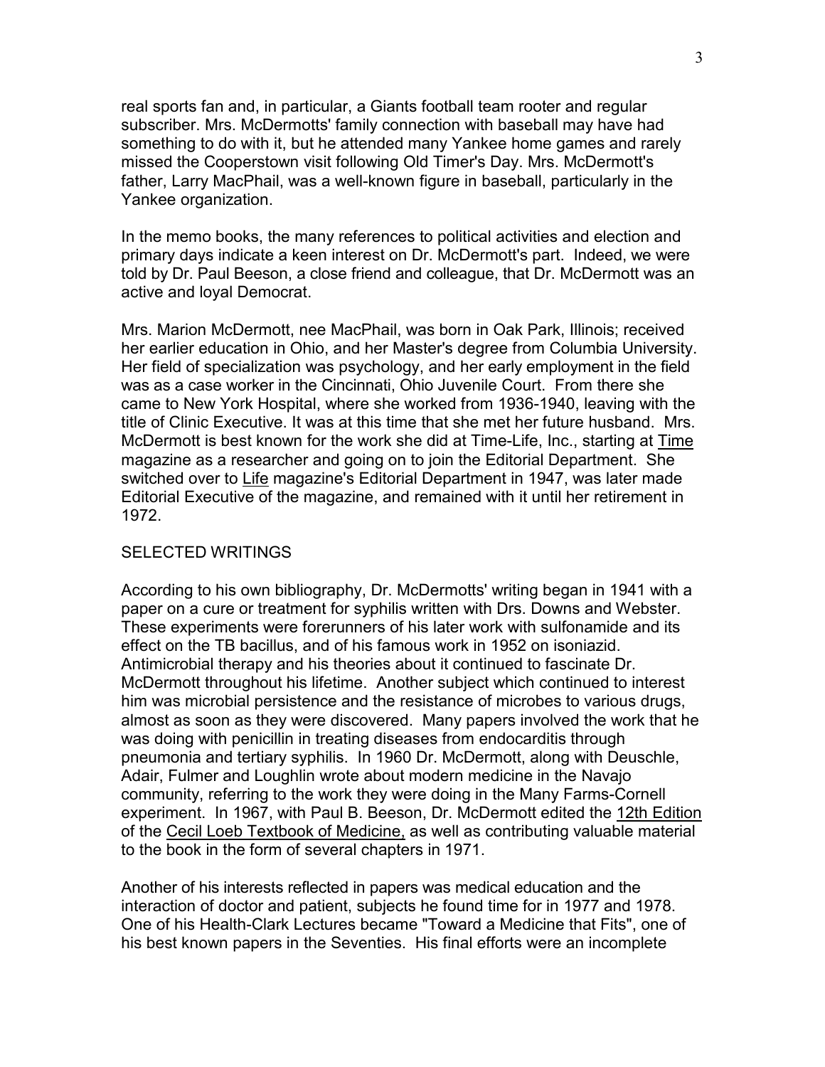real sports fan and, in particular, a Giants football team rooter and regular subscriber. Mrs. McDermotts' family connection with baseball may have had something to do with it, but he attended many Yankee home games and rarely missed the Cooperstown visit following Old Timer's Day. Mrs. McDermott's father, Larry MacPhail, was a well-known figure in baseball, particularly in the Yankee organization.

In the memo books, the many references to political activities and election and primary days indicate a keen interest on Dr. McDermott's part. Indeed, we were told by Dr. Paul Beeson, a close friend and colleague, that Dr. McDermott was an active and loyal Democrat.

Mrs. Marion McDermott, nee MacPhail, was born in Oak Park, Illinois; received her earlier education in Ohio, and her Master's degree from Columbia University. Her field of specialization was psychology, and her early employment in the field was as a case worker in the Cincinnati, Ohio Juvenile Court. From there she came to New York Hospital, where she worked from 1936-1940, leaving with the title of Clinic Executive. It was at this time that she met her future husband. Mrs. McDermott is best known for the work she did at Time-Life, Inc., starting at Time magazine as a researcher and going on to join the Editorial Department. She switched over to Life magazine's Editorial Department in 1947, was later made Editorial Executive of the magazine, and remained with it until her retirement in 1972.

## SELECTED WRITINGS

According to his own bibliography, Dr. McDermotts' writing began in 1941 with a paper on a cure or treatment for syphilis written with Drs. Downs and Webster. These experiments were forerunners of his later work with sulfonamide and its effect on the TB bacillus, and of his famous work in 1952 on isoniazid. Antimicrobial therapy and his theories about it continued to fascinate Dr. McDermott throughout his lifetime. Another subject which continued to interest him was microbial persistence and the resistance of microbes to various drugs, almost as soon as they were discovered. Many papers involved the work that he was doing with penicillin in treating diseases from endocarditis through pneumonia and tertiary syphilis. In 1960 Dr. McDermott, along with Deuschle, Adair, Fulmer and Loughlin wrote about modern medicine in the Navajo community, referring to the work they were doing in the Many Farms-Cornell experiment. In 1967, with Paul B. Beeson, Dr. McDermott edited the 12th Edition of the Cecil Loeb Textbook of Medicine, as well as contributing valuable material to the book in the form of several chapters in 1971.

Another of his interests reflected in papers was medical education and the interaction of doctor and patient, subjects he found time for in 1977 and 1978. One of his Health-Clark Lectures became "Toward a Medicine that Fits", one of his best known papers in the Seventies. His final efforts were an incomplete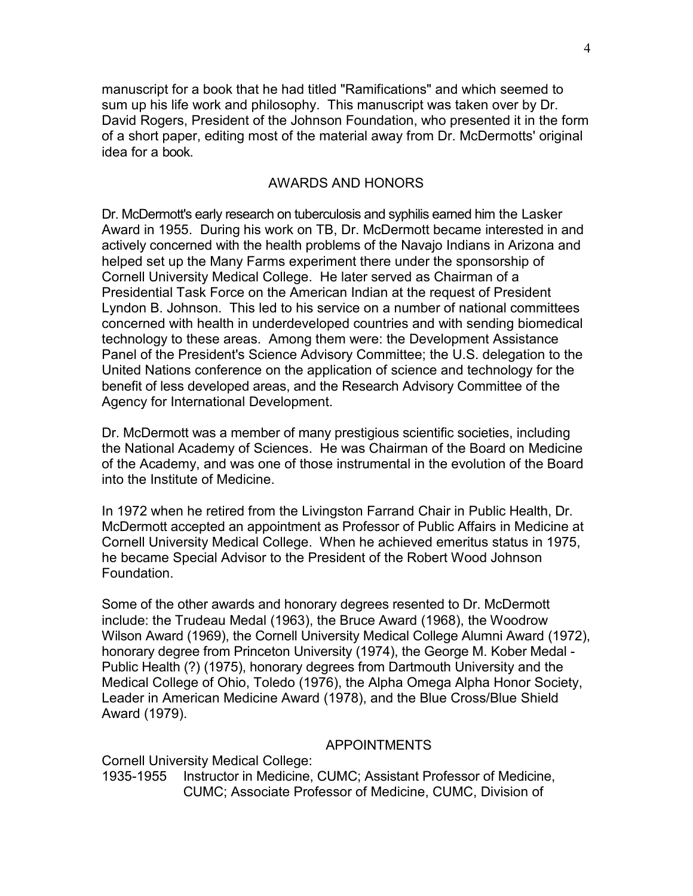manuscript for a book that he had titled "Ramifications" and which seemed to sum up his life work and philosophy. This manuscript was taken over by Dr. David Rogers, President of the Johnson Foundation, who presented it in the form of a short paper, editing most of the material away from Dr. McDermotts' original idea for a book.

## AWARDS AND HONORS

Dr. McDermott's early research on tuberculosis and syphilis earned him the Lasker Award in 1955. During his work on TB, Dr. McDermott became interested in and actively concerned with the health problems of the Navajo Indians in Arizona and helped set up the Many Farms experiment there under the sponsorship of Cornell University Medical College. He later served as Chairman of a Presidential Task Force on the American Indian at the request of President Lyndon B. Johnson. This led to his service on a number of national committees concerned with health in underdeveloped countries and with sending biomedical technology to these areas. Among them were: the Development Assistance Panel of the President's Science Advisory Committee; the U.S. delegation to the United Nations conference on the application of science and technology for the benefit of less developed areas, and the Research Advisory Committee of the Agency for International Development.

Dr. McDermott was a member of many prestigious scientific societies, including the National Academy of Sciences. He was Chairman of the Board on Medicine of the Academy, and was one of those instrumental in the evolution of the Board into the Institute of Medicine.

In 1972 when he retired from the Livingston Farrand Chair in Public Health, Dr. McDermott accepted an appointment as Professor of Public Affairs in Medicine at Cornell University Medical College. When he achieved emeritus status in 1975, he became Special Advisor to the President of the Robert Wood Johnson Foundation.

Some of the other awards and honorary degrees resented to Dr. McDermott include: the Trudeau Medal (1963), the Bruce Award (1968), the Woodrow Wilson Award (1969), the Cornell University Medical College Alumni Award (1972), honorary degree from Princeton University (1974), the George M. Kober Medal - Public Health (?) (1975), honorary degrees from Dartmouth University and the Medical College of Ohio, Toledo (1976), the Alpha Omega Alpha Honor Society, Leader in American Medicine Award (1978), and the Blue Cross/Blue Shield Award (1979).

## APPOINTMENTS

Cornell University Medical College:

1935-1955 Instructor in Medicine, CUMC; Assistant Professor of Medicine, CUMC; Associate Professor of Medicine, CUMC, Division of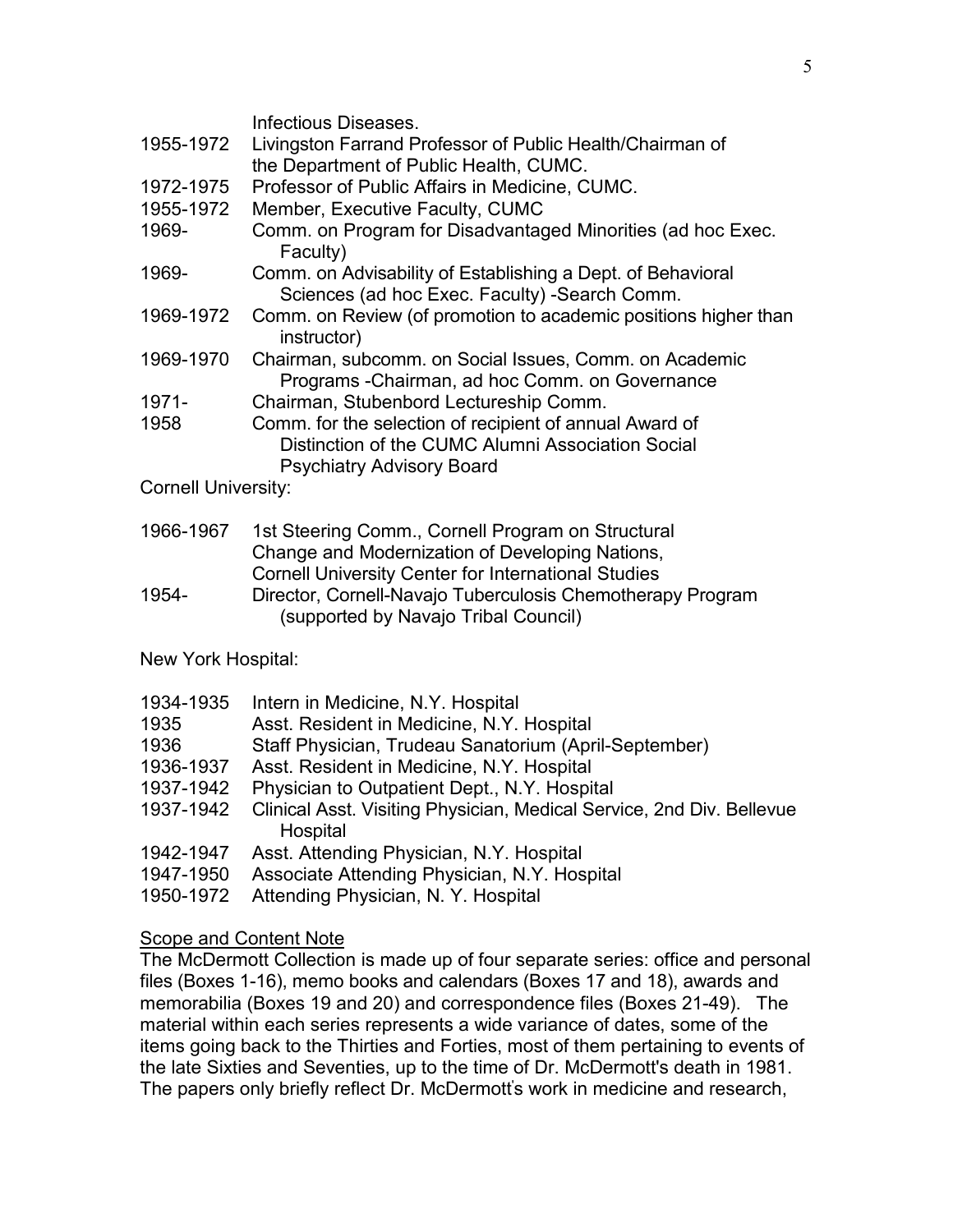Infectious Diseases.

1955-1972 Livingston Farrand Professor of Public Health/Chairman of the Department of Public Health, CUMC.

1972-1975 Professor of Public Affairs in Medicine, CUMC.

1955-1972 Member, Executive Faculty, CUMC

1969- Comm. on Program for Disadvantaged Minorities (ad hoc Exec. Faculty)

1969- Comm. on Advisability of Establishing a Dept. of Behavioral Sciences (ad hoc Exec. Faculty) -Search Comm.

1969-1972 Comm. on Review (of promotion to academic positions higher than instructor)

1969-1970 Chairman, subcomm. on Social Issues, Comm. on Academic Programs -Chairman, ad hoc Comm. on Governance

1971- Chairman, Stubenbord Lectureship Comm.

1958 Comm. for the selection of recipient of annual Award of Distinction of the CUMC Alumni Association Social Psychiatry Advisory Board

Cornell University:

1966-1967 1st Steering Comm., Cornell Program on Structural Change and Modernization of Developing Nations, Cornell University Center for International Studies

1954- Director, Cornell-Navajo Tuberculosis Chemotherapy Program (supported by Navajo Tribal Council)

New York Hospital:

1934-1935 Intern in Medicine, N.Y. Hospital

1935 Asst. Resident in Medicine, N.Y. Hospital

1936 Staff Physician, Trudeau Sanatorium (April-September)

1936-1937 Asst. Resident in Medicine, N.Y. Hospital

1937-1942 Physician to Outpatient Dept., N.Y. Hospital

1937-1942 Clinical Asst. Visiting Physician, Medical Service, 2nd Div. Bellevue Hospital

1942-1947 Asst. Attending Physician, N.Y. Hospital

1947-1950 Associate Attending Physician, N.Y. Hospital

1950-1972 Attending Physician, N. Y. Hospital

## Scope and Content Note

The McDermott Collection is made up of four separate series: office and personal files (Boxes 1-16), memo books and calendars (Boxes 17 and 18), awards and memorabilia (Boxes 19 and 20) and correspondence files (Boxes 21-49). The material within each series represents a wide variance of dates, some of the items going back to the Thirties and Forties, most of them pertaining to events of the late Sixties and Seventies, up to the time of Dr. McDermott's death in 1981. The papers only briefly reflect Dr. McDermott's work in medicine and research,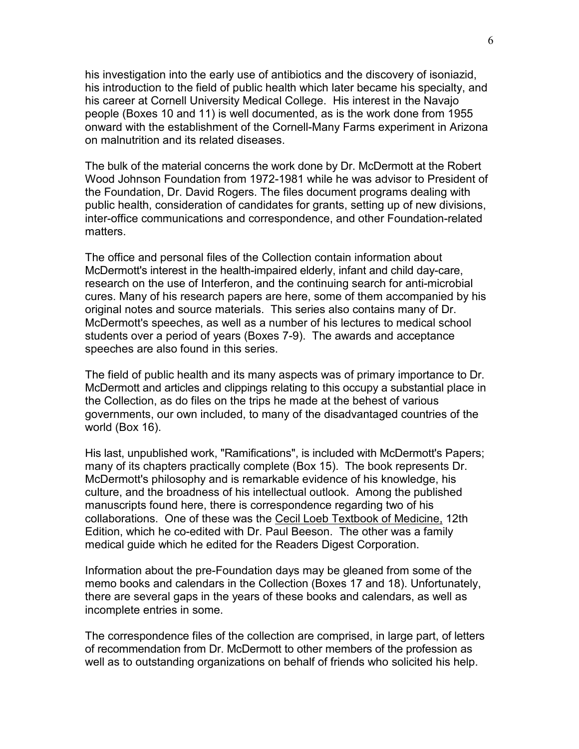his investigation into the early use of antibiotics and the discovery of isoniazid, his introduction to the field of public health which later became his specialty, and his career at Cornell University Medical College. His interest in the Navajo people (Boxes 10 and 11) is well documented, as is the work done from 1955 onward with the establishment of the Cornell-Many Farms experiment in Arizona on malnutrition and its related diseases.

The bulk of the material concerns the work done by Dr. McDermott at the Robert Wood Johnson Foundation from 1972-1981 while he was advisor to President of the Foundation, Dr. David Rogers. The files document programs dealing with public health, consideration of candidates for grants, setting up of new divisions, inter-office communications and correspondence, and other Foundation-related matters.

The office and personal files of the Collection contain information about McDermott's interest in the health-impaired elderly, infant and child day-care, research on the use of Interferon, and the continuing search for anti-microbial cures. Many of his research papers are here, some of them accompanied by his original notes and source materials. This series also contains many of Dr. McDermott's speeches, as well as a number of his lectures to medical school students over a period of years (Boxes 7-9). The awards and acceptance speeches are also found in this series.

The field of public health and its many aspects was of primary importance to Dr. McDermott and articles and clippings relating to this occupy a substantial place in the Collection, as do files on the trips he made at the behest of various governments, our own included, to many of the disadvantaged countries of the world (Box 16).

His last, unpublished work, "Ramifications", is included with McDermott's Papers; many of its chapters practically complete (Box 15). The book represents Dr. McDermott's philosophy and is remarkable evidence of his knowledge, his culture, and the broadness of his intellectual outlook. Among the published manuscripts found here, there is correspondence regarding two of his collaborations. One of these was the <u>Cecil Loeb Textbook of Medicine,</u> 12th Edition, which he co-edited with Dr. Paul Beeson. The other was a family medical guide which he edited for the Readers Digest Corporation.

Information about the pre-Foundation days may be gleaned from some of the memo books and calendars in the Collection (Boxes 17 and 18). Unfortunately, there are several gaps in the years of these books and calendars, as well as incomplete entries in some.

The correspondence files of the collection are comprised, in large part, of letters of recommendation from Dr. McDermott to other members of the profession as well as to outstanding organizations on behalf of friends who solicited his help.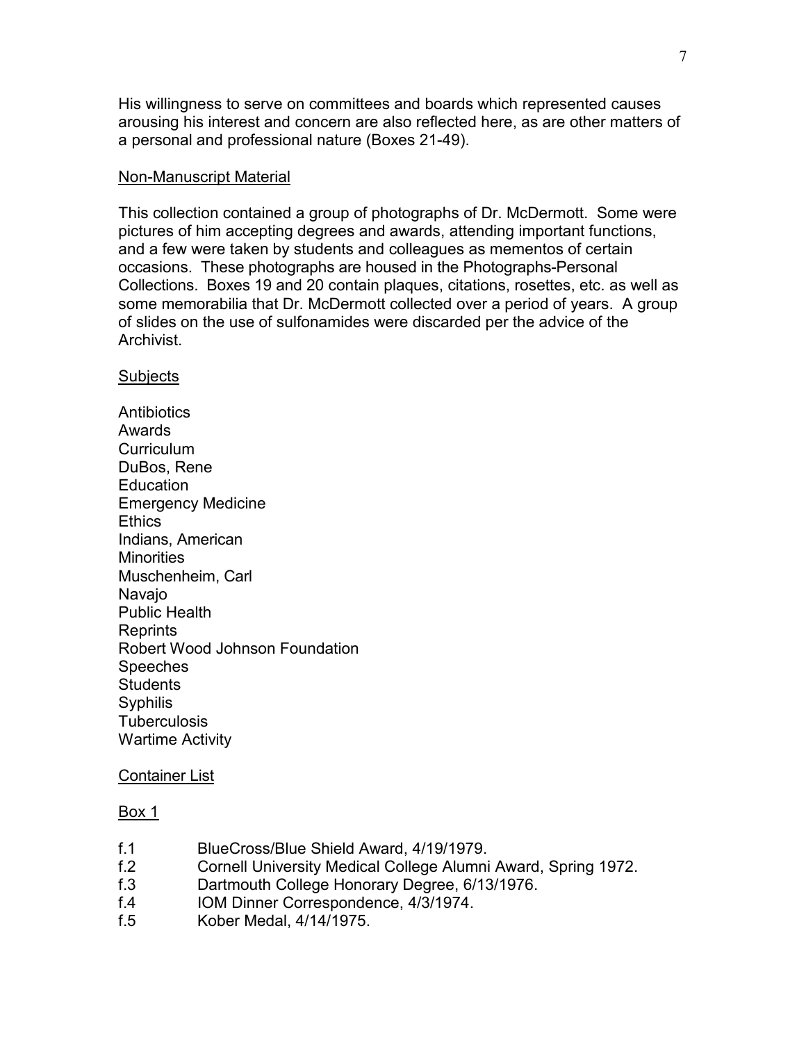His willingness to serve on committees and boards which represented causes arousing his interest and concern are also reflected here, as are other matters of a personal and professional nature (Boxes 21-49).

## Non-Manuscript Material

This collection contained a group of photographs of Dr. McDermott. Some were pictures of him accepting degrees and awards, attending important functions, and a few were taken by students and colleagues as mementos of certain occasions. These photographs are housed in the Photographs-Personal Collections. Boxes 19 and 20 contain plaques, citations, rosettes, etc. as well as some memorabilia that Dr. McDermott collected over a period of years. A group of slides on the use of sulfonamides were discarded per the advice of the Archivist.

## Subjects

Antibiotics
Awards
Curriculum
DuBos, Rene
Education
Emergency Medicine
Ethics
Indians, American
Minorities
Muschenheim, Carl
Navajo
Public Health
Reprints
Robert Wood Johnson Foundation
Speeches
Students
Syphilis
Tuberculosis
Wartime Activity

## Container List

### Box 1

f.1 BlueCross/Blue Shield Award, 4/19/1979.
f.2 Cornell University Medical College Alumni Award, Spring 1972.
f.3 Dartmouth College Honorary Degree, 6/13/1976.
f.4 IOM Dinner Correspondence, 4/3/1974.
f.5 Kober Medal, 4/14/1975.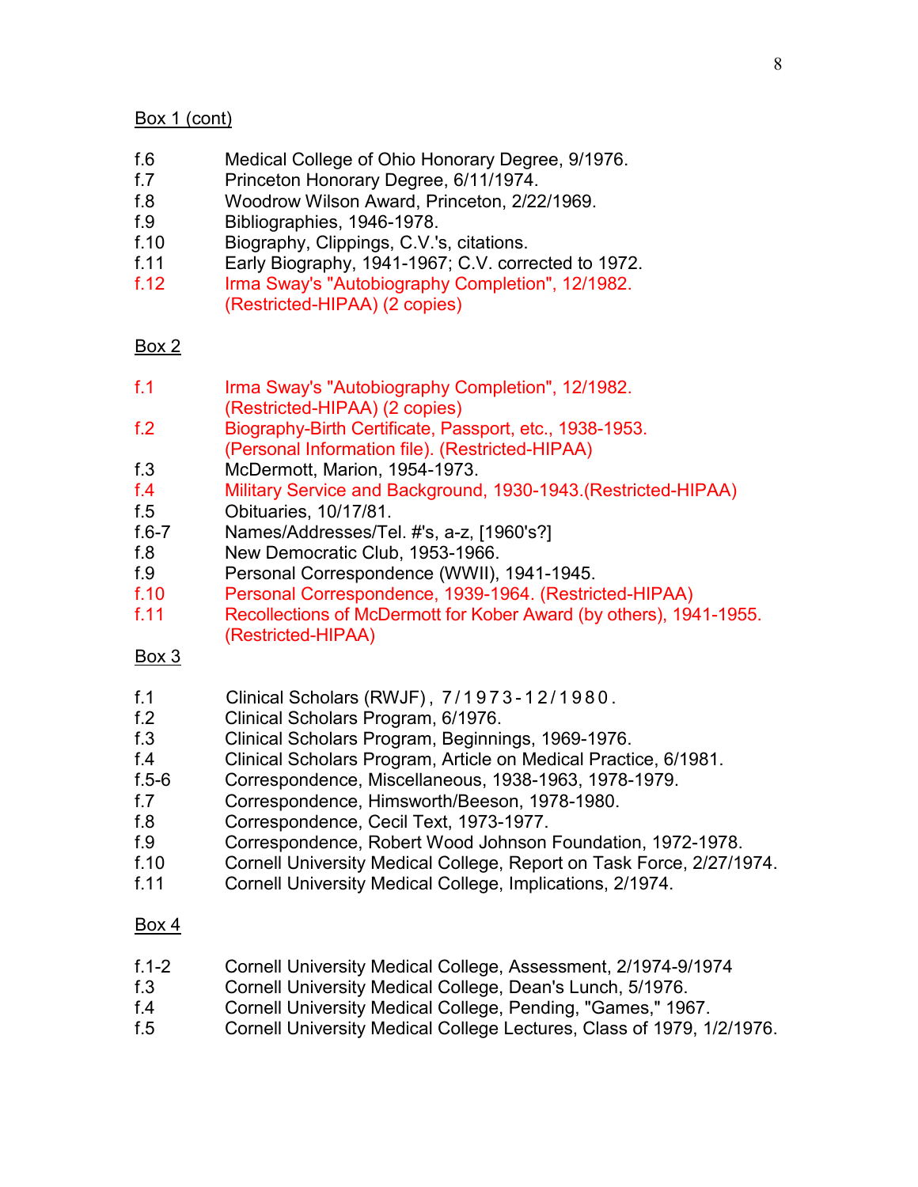Box 1 (cont)

| | |
|---|---|
| f.6 | Medical College of Ohio Honorary Degree, 9/1976. |
| f.7 | Princeton Honorary Degree, 6/11/1974. |
| f.8 | Woodrow Wilson Award, Princeton, 2/22/1969. |
| f.9 | Bibliographies, 1946-1978. |
| f.10 | Biography, Clippings, C.V.'s, citations. |
| f.11 | Early Biography, 1941-1967; C.V. corrected to 1972. |
| f.12 | Irma Sway's "Autobiography Completion", 12/1982. (Restricted-HIPAA) (2 copies) |

Box 2

| | |
|---|---|
| f.1 | Irma Sway's "Autobiography Completion", 12/1982. (Restricted-HIPAA) (2 copies) |
| f.2 | Biography-Birth Certificate, Passport, etc., 1938-1953. (Personal Information file). (Restricted-HIPAA) |
| f.3 | McDermott, Marion, 1954-1973. |
| f.4 | Military Service and Background, 1930-1943.(Restricted-HIPAA) |
| f.5 | Obituaries, 10/17/81. |
| f.6-7 | Names/Addresses/Tel. #'s, a-z, [1960's?] |
| f.8 | New Democratic Club, 1953-1966. |
| f.9 | Personal Correspondence (WWII), 1941-1945. |
| f.10 | Personal Correspondence, 1939-1964. (Restricted-HIPAA) |
| f.11 | Recollections of McDermott for Kober Award (by others), 1941-1955. (Restricted-HIPAA) |

Box 3

| | |
|---|---|
| f.1 | Clinical Scholars (RWJF), 7/1973-12/1980. |
| f.2 | Clinical Scholars Program, 6/1976. |
| f.3 | Clinical Scholars Program, Beginnings, 1969-1976. |
| f.4 | Clinical Scholars Program, Article on Medical Practice, 6/1981. |
| f.5-6 | Correspondence, Miscellaneous, 1938-1963, 1978-1979. |
| f.7 | Correspondence, Himsworth/Beeson, 1978-1980. |
| f.8 | Correspondence, Cecil Text, 1973-1977. |
| f.9 | Correspondence, Robert Wood Johnson Foundation, 1972-1978. |
| f.10 | Cornell University Medical College, Report on Task Force, 2/27/1974. |
| f.11 | Cornell University Medical College, Implications, 2/1974. |

Box 4

| | |
|---|---|
| f.1-2 | Cornell University Medical College, Assessment, 2/1974-9/1974 |
| f.3 | Cornell University Medical College, Dean's Lunch, 5/1976. |
| f.4 | Cornell University Medical College, Pending, "Games," 1967. |
| f.5 | Cornell University Medical College Lectures, Class of 1979, 1/2/1976. |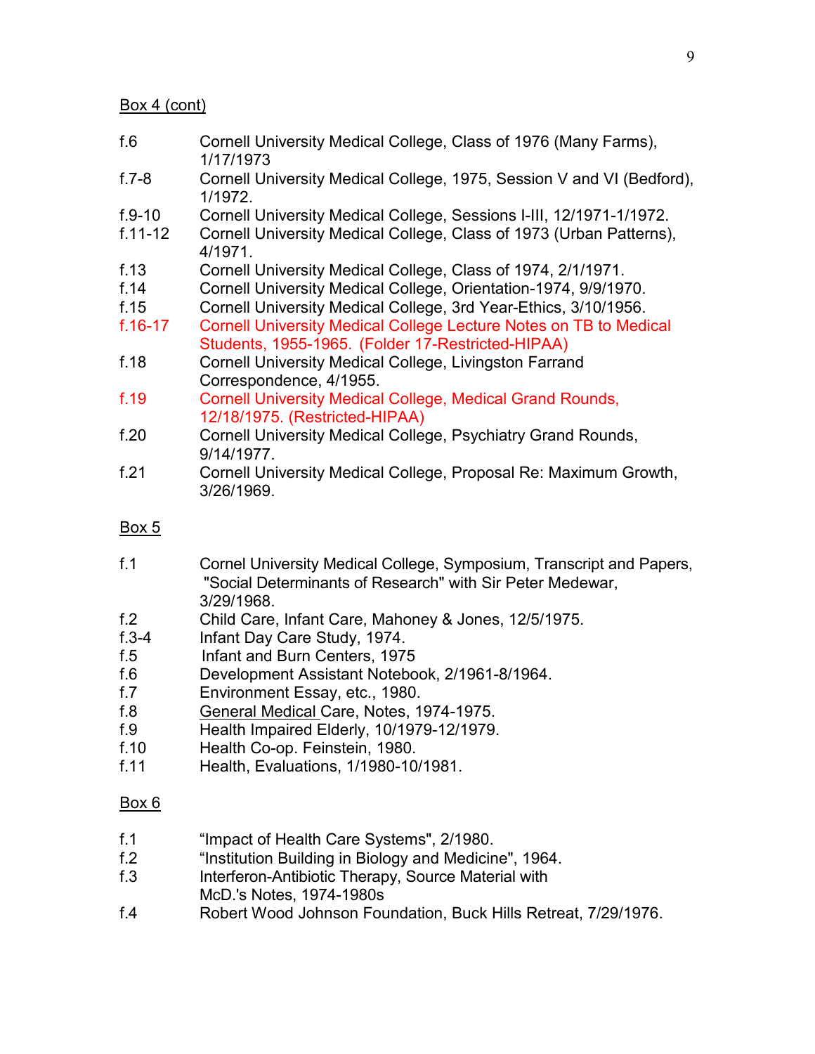Box 4 (cont)

| | |
|---|---|
| f.6 | Cornell University Medical College, Class of 1976 (Many Farms), 1/17/1973 |
| f.7-8 | Cornell University Medical College, 1975, Session V and VI (Bedford), 1/1972. |
| f.9-10 | Cornell University Medical College, Sessions I-III, 12/1971-1/1972. |
| f.11-12 | Cornell University Medical College, Class of 1973 (Urban Patterns), 4/1971. |
| f.13 | Cornell University Medical College, Class of 1974, 2/1/1971. |
| f.14 | Cornell University Medical College, Orientation-1974, 9/9/1970. |
| f.15 | Cornell University Medical College, 3rd Year-Ethics, 3/10/1956. |
| f.16-17 | Cornell University Medical College Lecture Notes on TB to Medical Students, 1955-1965. (Folder 17-Restricted-HIPAA) |
| f.18 | Cornell University Medical College, Livingston Farrand Correspondence, 4/1955. |
| f.19 | Cornell University Medical College, Medical Grand Rounds, 12/18/1975. (Restricted-HIPAA) |
| f.20 | Cornell University Medical College, Psychiatry Grand Rounds, 9/14/1977. |
| f.21 | Cornell University Medical College, Proposal Re: Maximum Growth, 3/26/1969. |

Box 5

| | |
|---|---|
| f.1 | Cornel University Medical College, Symposium, Transcript and Papers, "Social Determinants of Research" with Sir Peter Medewar, 3/29/1968. |
| f.2 | Child Care, Infant Care, Mahoney & Jones, 12/5/1975. |
| f.3-4 | Infant Day Care Study, 1974. |
| f.5 | Infant and Burn Centers, 1975 |
| f.6 | Development Assistant Notebook, 2/1961-8/1964. |
| f.7 | Environment Essay, etc., 1980. |
| f.8 | General Medical Care, Notes, 1974-1975. |
| f.9 | Health Impaired Elderly, 10/1979-12/1979. |
| f.10 | Health Co-op. Feinstein, 1980. |
| f.11 | Health, Evaluations, 1/1980-10/1981. |

Box 6

| | |
|---|---|
| f.1 | "Impact of Health Care Systems", 2/1980. |
| f.2 | "Institution Building in Biology and Medicine", 1964. |
| f.3 | Interferon-Antibiotic Therapy, Source Material with McD.'s Notes, 1974-1980s |
| f.4 | Robert Wood Johnson Foundation, Buck Hills Retreat, 7/29/1976. |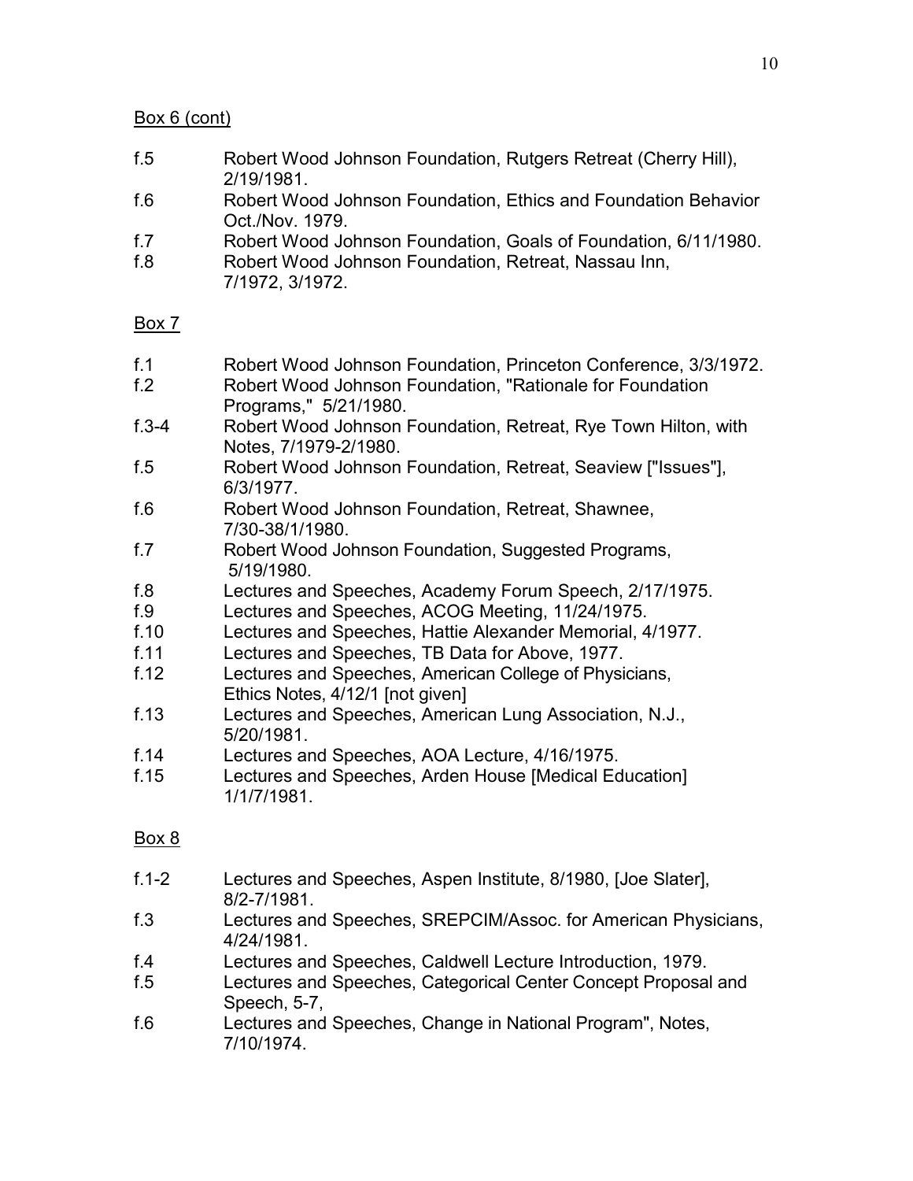Box 6 (cont)

| | |
|---|---|
| f.5 | Robert Wood Johnson Foundation, Rutgers Retreat (Cherry Hill), 2/19/1981. |
| f.6 | Robert Wood Johnson Foundation, Ethics and Foundation Behavior Oct./Nov. 1979. |
| f.7 | Robert Wood Johnson Foundation, Goals of Foundation, 6/11/1980. |
| f.8 | Robert Wood Johnson Foundation, Retreat, Nassau Inn, 7/1972, 3/1972. |

Box 7

| | |
|---|---|
| f.1 | Robert Wood Johnson Foundation, Princeton Conference, 3/3/1972. |
| f.2 | Robert Wood Johnson Foundation, "Rationale for Foundation Programs," 5/21/1980. |
| f.3-4 | Robert Wood Johnson Foundation, Retreat, Rye Town Hilton, with Notes, 7/1979-2/1980. |
| f.5 | Robert Wood Johnson Foundation, Retreat, Seaview ["Issues"], 6/3/1977. |
| f.6 | Robert Wood Johnson Foundation, Retreat, Shawnee, 7/30-38/1/1980. |
| f.7 | Robert Wood Johnson Foundation, Suggested Programs, 5/19/1980. |
| f.8 | Lectures and Speeches, Academy Forum Speech, 2/17/1975. |
| f.9 | Lectures and Speeches, ACOG Meeting, 11/24/1975. |
| f.10 | Lectures and Speeches, Hattie Alexander Memorial, 4/1977. |
| f.11 | Lectures and Speeches, TB Data for Above, 1977. |
| f.12 | Lectures and Speeches, American College of Physicians, Ethics Notes, 4/12/1 [not given] |
| f.13 | Lectures and Speeches, American Lung Association, N.J., 5/20/1981. |
| f.14 | Lectures and Speeches, AOA Lecture, 4/16/1975. |
| f.15 | Lectures and Speeches, Arden House [Medical Education] 1/1/7/1981. |

Box 8

| | |
|---|---|
| f.1-2 | Lectures and Speeches, Aspen Institute, 8/1980, [Joe Slater], 8/2-7/1981. |
| f.3 | Lectures and Speeches, SREPCIM/Assoc. for American Physicians, 4/24/1981. |
| f.4 | Lectures and Speeches, Caldwell Lecture Introduction, 1979. |
| f.5 | Lectures and Speeches, Categorical Center Concept Proposal and Speech, 5-7, |
| f.6 | Lectures and Speeches, Change in National Program", Notes, 7/10/1974. |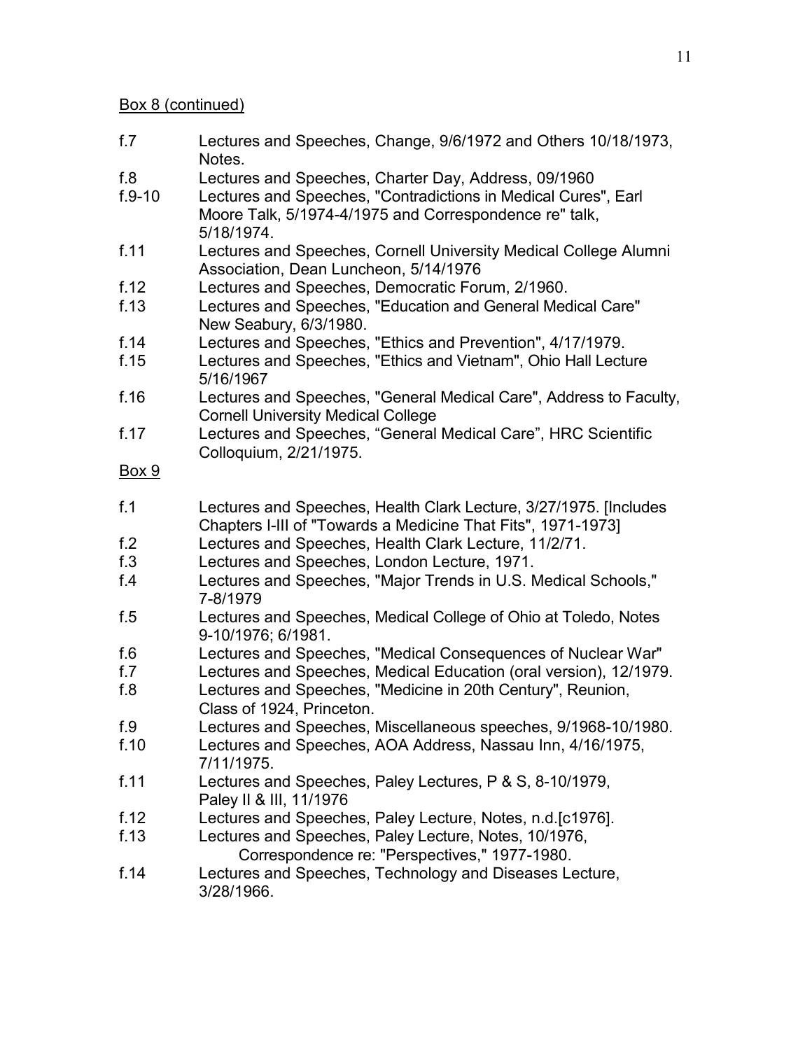Box 8 (continued)

| | |
|---|---|
| f.7 | Lectures and Speeches, Change, 9/6/1972 and Others 10/18/1973, Notes. |
| f.8 | Lectures and Speeches, Charter Day, Address, 09/1960 |
| f.9-10 | Lectures and Speeches, "Contradictions in Medical Cures", Earl Moore Talk, 5/1974-4/1975 and Correspondence re" talk, 5/18/1974. |
| f.11 | Lectures and Speeches, Cornell University Medical College Alumni Association, Dean Luncheon, 5/14/1976 |
| f.12 | Lectures and Speeches, Democratic Forum, 2/1960. |
| f.13 | Lectures and Speeches, "Education and General Medical Care" New Seabury, 6/3/1980. |
| f.14 | Lectures and Speeches, "Ethics and Prevention", 4/17/1979. |
| f.15 | Lectures and Speeches, "Ethics and Vietnam", Ohio Hall Lecture 5/16/1967 |
| f.16 | Lectures and Speeches, "General Medical Care", Address to Faculty, Cornell University Medical College |
| f.17 | Lectures and Speeches, "General Medical Care", HRC Scientific Colloquium, 2/21/1975. |

Box 9

| | |
|---|---|
| f.1 | Lectures and Speeches, Health Clark Lecture, 3/27/1975. [Includes Chapters I-III of "Towards a Medicine That Fits", 1971-1973] |
| f.2 | Lectures and Speeches, Health Clark Lecture, 11/2/71. |
| f.3 | Lectures and Speeches, London Lecture, 1971. |
| f.4 | Lectures and Speeches, "Major Trends in U.S. Medical Schools," 7-8/1979 |
| f.5 | Lectures and Speeches, Medical College of Ohio at Toledo, Notes 9-10/1976; 6/1981. |
| f.6 | Lectures and Speeches, "Medical Consequences of Nuclear War" |
| f.7 | Lectures and Speeches, Medical Education (oral version), 12/1979. |
| f.8 | Lectures and Speeches, "Medicine in 20th Century", Reunion, Class of 1924, Princeton. |
| f.9 | Lectures and Speeches, Miscellaneous speeches, 9/1968-10/1980. |
| f.10 | Lectures and Speeches, AOA Address, Nassau Inn, 4/16/1975, 7/11/1975. |
| f.11 | Lectures and Speeches, Paley Lectures, P & S, 8-10/1979, Paley II & III, 11/1976 |
| f.12 | Lectures and Speeches, Paley Lecture, Notes, n.d.[c1976]. |
| f.13 | Lectures and Speeches, Paley Lecture, Notes, 10/1976, Correspondence re: "Perspectives," 1977-1980. |
| f.14 | Lectures and Speeches, Technology and Diseases Lecture, 3/28/1966. |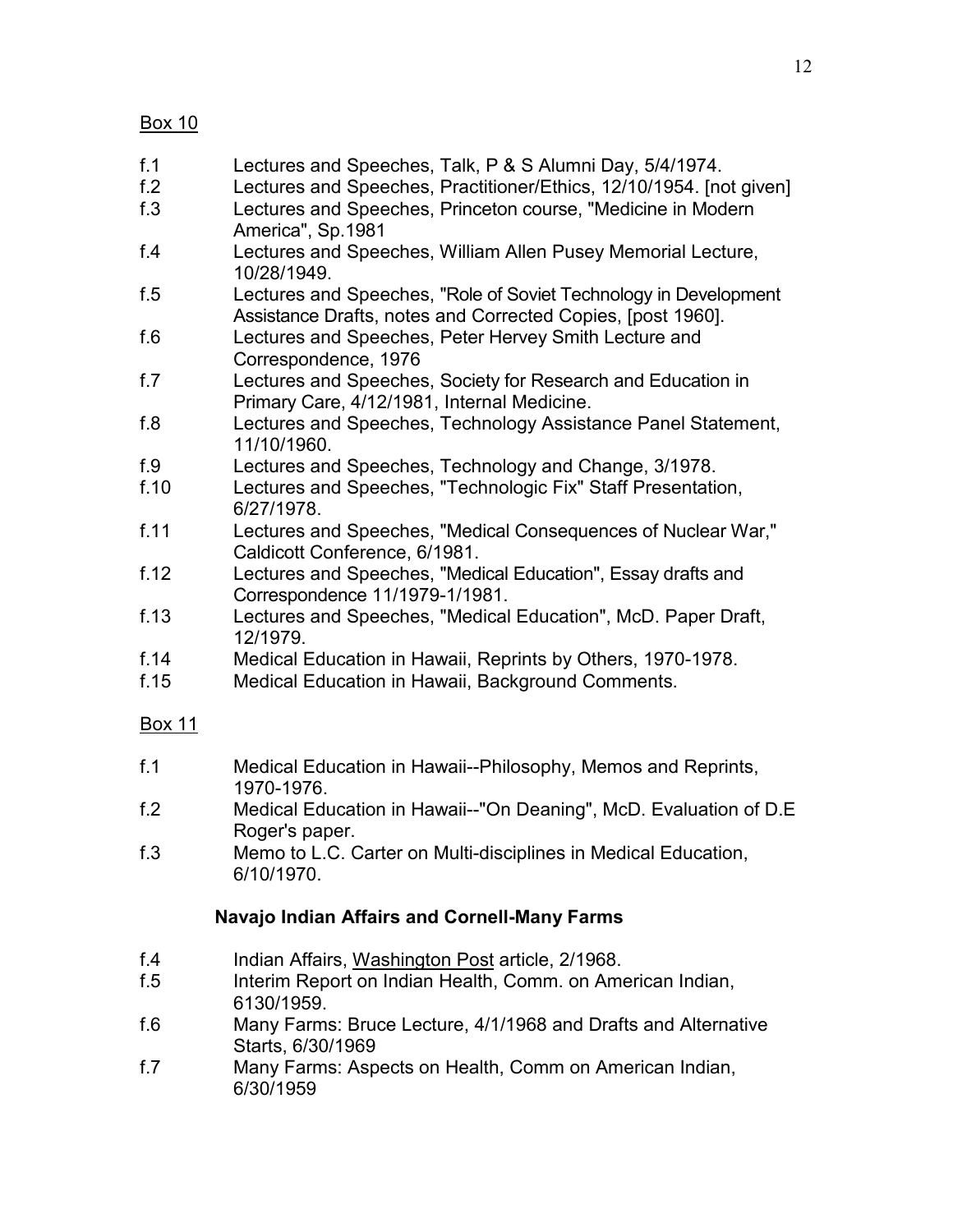Box 10

f.1 Lectures and Speeches, Talk, P & S Alumni Day, 5/4/1974.

f.2 Lectures and Speeches, Practitioner/Ethics, 12/10/1954. [not given]

f.3 Lectures and Speeches, Princeton course, "Medicine in Modern America", Sp.1981

f.4 Lectures and Speeches, William Allen Pusey Memorial Lecture, 10/28/1949.

f.5 Lectures and Speeches, "Role of Soviet Technology in Development Assistance Drafts, notes and Corrected Copies, [post 1960].

f.6 Lectures and Speeches, Peter Hervey Smith Lecture and Correspondence, 1976

f.7 Lectures and Speeches, Society for Research and Education in Primary Care, 4/12/1981, Internal Medicine.

f.8 Lectures and Speeches, Technology Assistance Panel Statement, 11/10/1960.

f.9 Lectures and Speeches, Technology and Change, 3/1978.

f.10 Lectures and Speeches, "Technologic Fix" Staff Presentation, 6/27/1978.

f.11 Lectures and Speeches, "Medical Consequences of Nuclear War," Caldicott Conference, 6/1981.

f.12 Lectures and Speeches, "Medical Education", Essay drafts and Correspondence 11/1979-1/1981.

f.13 Lectures and Speeches, "Medical Education", McD. Paper Draft, 12/1979.

f.14 Medical Education in Hawaii, Reprints by Others, 1970-1978.

f.15 Medical Education in Hawaii, Background Comments.

Box 11

f.1 Medical Education in Hawaii--Philosophy, Memos and Reprints, 1970-1976.

f.2 Medical Education in Hawaii--"On Deaning", McD. Evaluation of D.E Roger's paper.

f.3 Memo to L.C. Carter on Multi-disciplines in Medical Education, 6/10/1970.

**Navajo Indian Affairs and Cornell-Many Farms**

f.4 Indian Affairs, Washington Post article, 2/1968.

f.5 Interim Report on Indian Health, Comm. on American Indian, 6130/1959.

f.6 Many Farms: Bruce Lecture, 4/1/1968 and Drafts and Alternative Starts, 6/30/1969

f.7 Many Farms: Aspects on Health, Comm on American Indian, 6/30/1959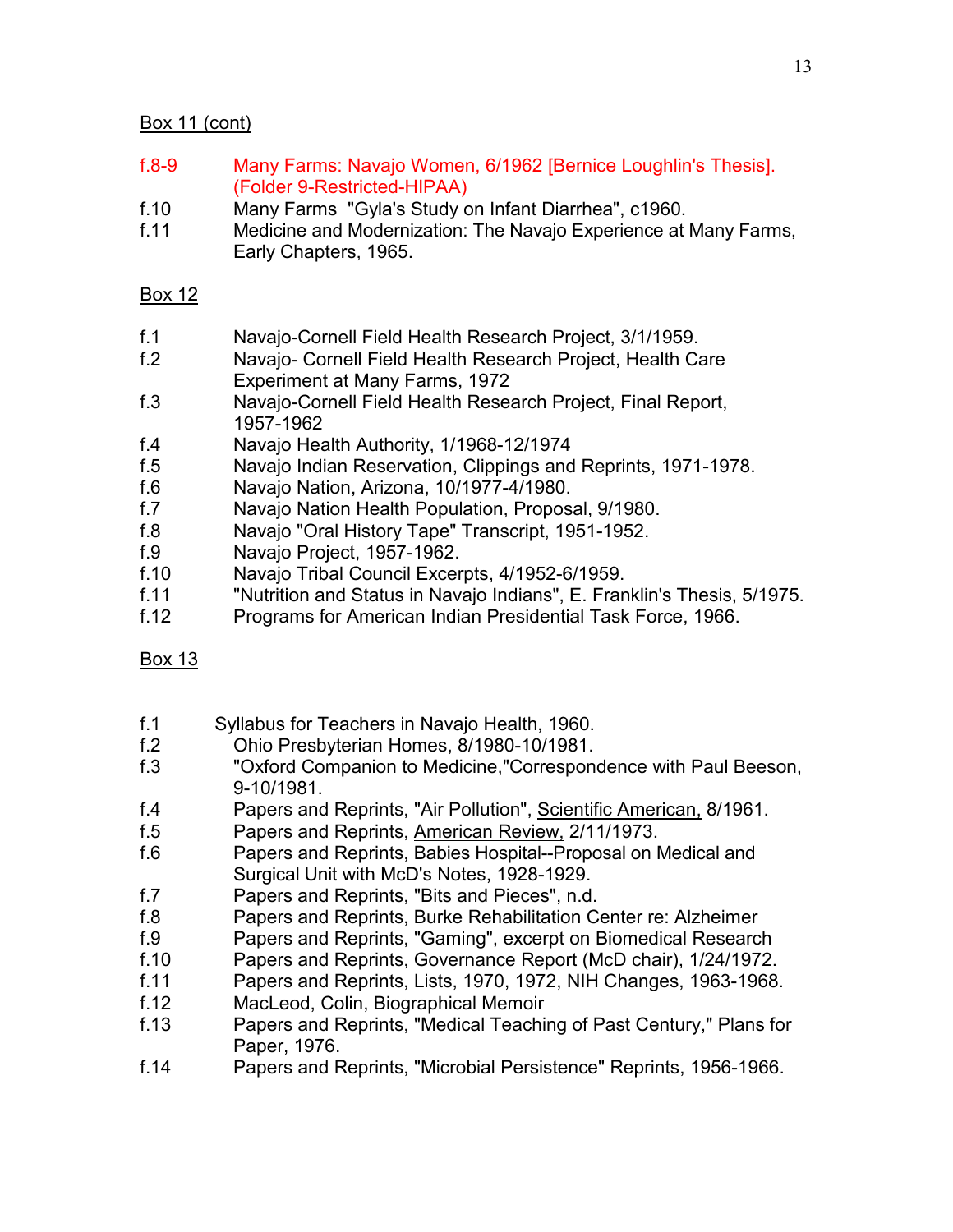Box 11 (cont)

| | |
|---|---|
| f.8-9 | Many Farms: Navajo Women, 6/1962 [Bernice Loughlin's Thesis]. (Folder 9-Restricted-HIPAA) |
| f.10 | Many Farms "Gyla's Study on Infant Diarrhea", c1960. |
| f.11 | Medicine and Modernization: The Navajo Experience at Many Farms, Early Chapters, 1965. |

Box 12

| | |
|---|---|
| f.1 | Navajo-Cornell Field Health Research Project, 3/1/1959. |
| f.2 | Navajo- Cornell Field Health Research Project, Health Care Experiment at Many Farms, 1972 |
| f.3 | Navajo-Cornell Field Health Research Project, Final Report, 1957-1962 |
| f.4 | Navajo Health Authority, 1/1968-12/1974 |
| f.5 | Navajo Indian Reservation, Clippings and Reprints, 1971-1978. |
| f.6 | Navajo Nation, Arizona, 10/1977-4/1980. |
| f.7 | Navajo Nation Health Population, Proposal, 9/1980. |
| f.8 | Navajo "Oral History Tape" Transcript, 1951-1952. |
| f.9 | Navajo Project, 1957-1962. |
| f.10 | Navajo Tribal Council Excerpts, 4/1952-6/1959. |
| f.11 | "Nutrition and Status in Navajo Indians", E. Franklin's Thesis, 5/1975. |
| f.12 | Programs for American Indian Presidential Task Force, 1966. |

Box 13

| | |
|---|---|
| f.1 | Syllabus for Teachers in Navajo Health, 1960. |
| f.2 | Ohio Presbyterian Homes, 8/1980-10/1981. |
| f.3 | "Oxford Companion to Medicine,"Correspondence with Paul Beeson, 9-10/1981. |
| f.4 | Papers and Reprints, "Air Pollution", Scientific American, 8/1961. |
| f.5 | Papers and Reprints, American Review, 2/11/1973. |
| f.6 | Papers and Reprints, Babies Hospital--Proposal on Medical and Surgical Unit with McD's Notes, 1928-1929. |
| f.7 | Papers and Reprints, "Bits and Pieces", n.d. |
| f.8 | Papers and Reprints, Burke Rehabilitation Center re: Alzheimer |
| f.9 | Papers and Reprints, "Gaming", excerpt on Biomedical Research |
| f.10 | Papers and Reprints, Governance Report (McD chair), 1/24/1972. |
| f.11 | Papers and Reprints, Lists, 1970, 1972, NIH Changes, 1963-1968. |
| f.12 | MacLeod, Colin, Biographical Memoir |
| f.13 | Papers and Reprints, "Medical Teaching of Past Century," Plans for Paper, 1976. |
| f.14 | Papers and Reprints, "Microbial Persistence" Reprints, 1956-1966. |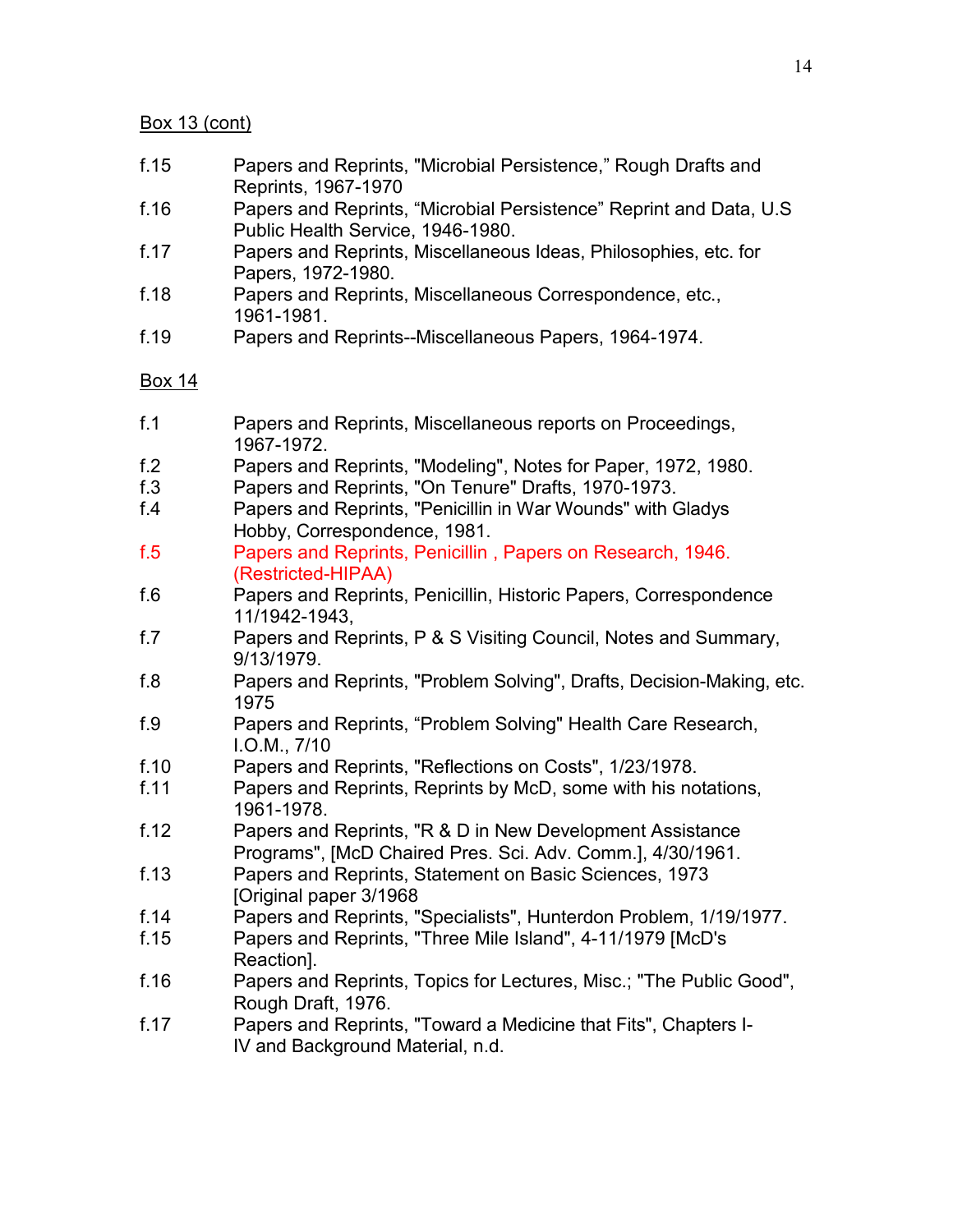Box 13 (cont)

f.15 Papers and Reprints, "Microbial Persistence," Rough Drafts and Reprints, 1967-1970

f.16 Papers and Reprints, "Microbial Persistence" Reprint and Data, U.S Public Health Service, 1946-1980.

f.17 Papers and Reprints, Miscellaneous Ideas, Philosophies, etc. for Papers, 1972-1980.

f.18 Papers and Reprints, Miscellaneous Correspondence, etc., 1961-1981.

f.19 Papers and Reprints--Miscellaneous Papers, 1964-1974.

Box 14

f.1 Papers and Reprints, Miscellaneous reports on Proceedings, 1967-1972.

f.2 Papers and Reprints, "Modeling", Notes for Paper, 1972, 1980.

f.3 Papers and Reprints, "On Tenure" Drafts, 1970-1973.

f.4 Papers and Reprints, "Penicillin in War Wounds" with Gladys Hobby, Correspondence, 1981.

f.5 Papers and Reprints, Penicillin , Papers on Research, 1946. (Restricted-HIPAA)

f.6 Papers and Reprints, Penicillin, Historic Papers, Correspondence 11/1942-1943,

f.7 Papers and Reprints, P & S Visiting Council, Notes and Summary, 9/13/1979.

f.8 Papers and Reprints, "Problem Solving", Drafts, Decision-Making, etc. 1975

f.9 Papers and Reprints, "Problem Solving" Health Care Research, I.O.M., 7/10

f.10 Papers and Reprints, "Reflections on Costs", 1/23/1978.

f.11 Papers and Reprints, Reprints by McD, some with his notations, 1961-1978.

f.12 Papers and Reprints, "R & D in New Development Assistance Programs", [McD Chaired Pres. Sci. Adv. Comm.], 4/30/1961.

f.13 Papers and Reprints, Statement on Basic Sciences, 1973 [Original paper 3/1968

f.14 Papers and Reprints, "Specialists", Hunterdon Problem, 1/19/1977.

f.15 Papers and Reprints, "Three Mile Island", 4-11/1979 [McD's Reaction].

f.16 Papers and Reprints, Topics for Lectures, Misc.; "The Public Good", Rough Draft, 1976.

f.17 Papers and Reprints, "Toward a Medicine that Fits", Chapters I-IV and Background Material, n.d.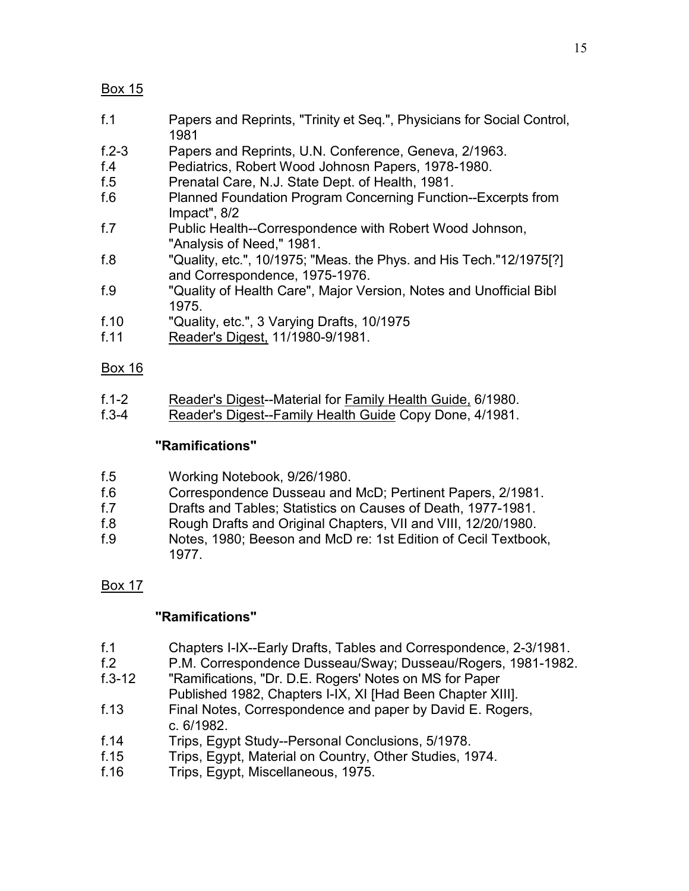Box 15

f.1 Papers and Reprints, "Trinity et Seq.", Physicians for Social Control, 1981

f.2-3 Papers and Reprints, U.N. Conference, Geneva, 2/1963.

f.4 Pediatrics, Robert Wood Johnosn Papers, 1978-1980.

f.5 Prenatal Care, N.J. State Dept. of Health, 1981.

f.6 Planned Foundation Program Concerning Function--Excerpts from Impact", 8/2

f.7 Public Health--Correspondence with Robert Wood Johnson, "Analysis of Need," 1981.

f.8 "Quality, etc.", 10/1975; "Meas. the Phys. and His Tech."12/1975[?] and Correspondence, 1975-1976.

f.9 "Quality of Health Care", Major Version, Notes and Unofficial Bibl 1975.

f.10 "Quality, etc.", 3 Varying Drafts, 10/1975

f.11 Reader's Digest, 11/1980-9/1981.

Box 16

f.1-2 Reader's Digest--Material for Family Health Guide, 6/1980.

f.3-4 Reader's Digest--Family Health Guide Copy Done, 4/1981.

**"Ramifications"**

f.5 Working Notebook, 9/26/1980.

f.6 Correspondence Dusseau and McD; Pertinent Papers, 2/1981.

f.7 Drafts and Tables; Statistics on Causes of Death, 1977-1981.

f.8 Rough Drafts and Original Chapters, VII and VIII, 12/20/1980.

f.9 Notes, 1980; Beeson and McD re: 1st Edition of Cecil Textbook, 1977.

Box 17

**"Ramifications"**

f.1 Chapters I-IX--Early Drafts, Tables and Correspondence, 2-3/1981.

f.2 P.M. Correspondence Dusseau/Sway; Dusseau/Rogers, 1981-1982.

f.3-12 "Ramifications, "Dr. D.E. Rogers' Notes on MS for Paper Published 1982, Chapters I-IX, XI [Had Been Chapter XIII].

f.13 Final Notes, Correspondence and paper by David E. Rogers, c. 6/1982.

f.14 Trips, Egypt Study--Personal Conclusions, 5/1978.

f.15 Trips, Egypt, Material on Country, Other Studies, 1974.

f.16 Trips, Egypt, Miscellaneous, 1975.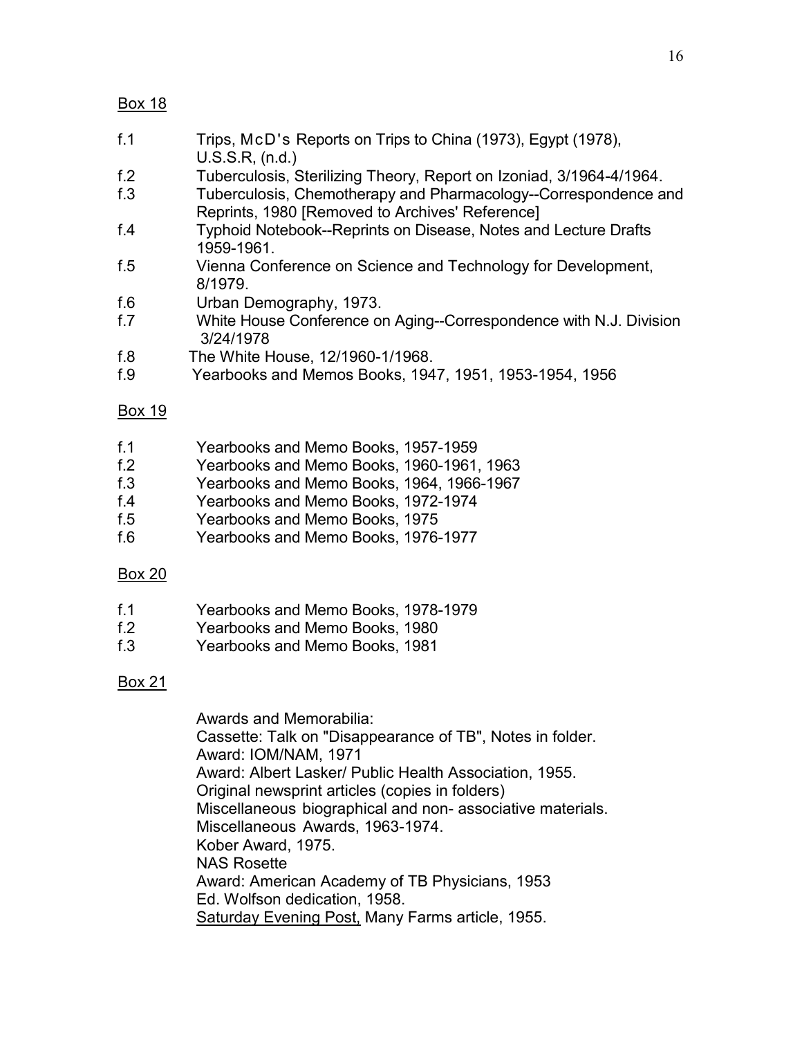<u>Box 18</u>

f.1 Trips, McD's Reports on Trips to China (1973), Egypt (1978), U.S.S.R, (n.d.)
f.2 Tuberculosis, Sterilizing Theory, Report on Izoniad, 3/1964-4/1964.
f.3 Tuberculosis, Chemotherapy and Pharmacology--Correspondence and Reprints, 1980 [Removed to Archives' Reference]
f.4 Typhoid Notebook--Reprints on Disease, Notes and Lecture Drafts 1959-1961.
f.5 Vienna Conference on Science and Technology for Development, 8/1979.
f.6 Urban Demography, 1973.
f.7 White House Conference on Aging--Correspondence with N.J. Division 3/24/1978
f.8 The White House, 12/1960-1/1968.
f.9 Yearbooks and Memos Books, 1947, 1951, 1953-1954, 1956

<u>Box 19</u>

f.1 Yearbooks and Memo Books, 1957-1959
f.2 Yearbooks and Memo Books, 1960-1961, 1963
f.3 Yearbooks and Memo Books, 1964, 1966-1967
f.4 Yearbooks and Memo Books, 1972-1974
f.5 Yearbooks and Memo Books, 1975
f.6 Yearbooks and Memo Books, 1976-1977

<u>Box 20</u>

f.1 Yearbooks and Memo Books, 1978-1979
f.2 Yearbooks and Memo Books, 1980
f.3 Yearbooks and Memo Books, 1981

<u>Box 21</u>

Awards and Memorabilia:
Cassette: Talk on "Disappearance of TB", Notes in folder.
Award: IOM/NAM, 1971
Award: Albert Lasker/ Public Health Association, 1955.
Original newsprint articles (copies in folders)
Miscellaneous biographical and non- associative materials.
Miscellaneous Awards, 1963-1974.
Kober Award, 1975.
NAS Rosette
Award: American Academy of TB Physicians, 1953
Ed. Wolfson dedication, 1958.
<u>Saturday Evening Post,</u> Many Farms article, 1955.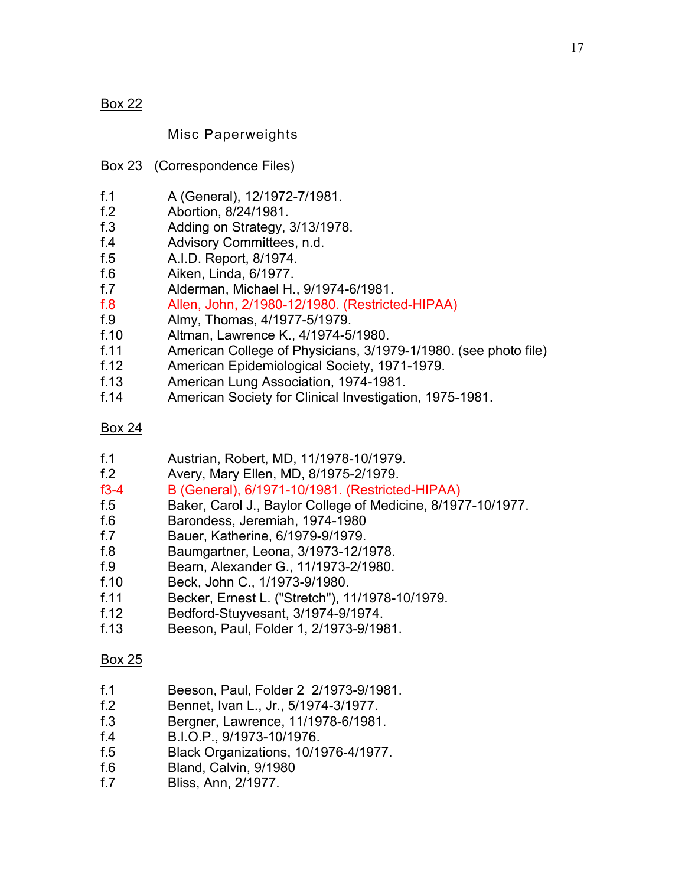Box 22

Misc Paperweights

Box 23 (Correspondence Files)

f.1 A (General), 12/1972-7/1981.
f.2 Abortion, 8/24/1981.
f.3 Adding on Strategy, 3/13/1978.
f.4 Advisory Committees, n.d.
f.5 A.I.D. Report, 8/1974.
f.6 Aiken, Linda, 6/1977.
f.7 Alderman, Michael H., 9/1974-6/1981.
f.8 Allen, John, 2/1980-12/1980. (Restricted-HIPAA)
f.9 Almy, Thomas, 4/1977-5/1979.
f.10 Altman, Lawrence K., 4/1974-5/1980.
f.11 American College of Physicians, 3/1979-1/1980. (see photo file)
f.12 American Epidemiological Society, 1971-1979.
f.13 American Lung Association, 1974-1981.
f.14 American Society for Clinical Investigation, 1975-1981.

Box 24

f.1 Austrian, Robert, MD, 11/1978-10/1979.
f.2 Avery, Mary Ellen, MD, 8/1975-2/1979.
f3-4 B (General), 6/1971-10/1981. (Restricted-HIPAA)
f.5 Baker, Carol J., Baylor College of Medicine, 8/1977-10/1977.
f.6 Barondess, Jeremiah, 1974-1980
f.7 Bauer, Katherine, 6/1979-9/1979.
f.8 Baumgartner, Leona, 3/1973-12/1978.
f.9 Bearn, Alexander G., 11/1973-2/1980.
f.10 Beck, John C., 1/1973-9/1980.
f.11 Becker, Ernest L. ("Stretch"), 11/1978-10/1979.
f.12 Bedford-Stuyvesant, 3/1974-9/1974.
f.13 Beeson, Paul, Folder 1, 2/1973-9/1981.

Box 25

f.1 Beeson, Paul, Folder 2 2/1973-9/1981.
f.2 Bennet, Ivan L., Jr., 5/1974-3/1977.
f.3 Bergner, Lawrence, 11/1978-6/1981.
f.4 B.I.O.P., 9/1973-10/1976.
f.5 Black Organizations, 10/1976-4/1977.
f.6 Bland, Calvin, 9/1980
f.7 Bliss, Ann, 2/1977.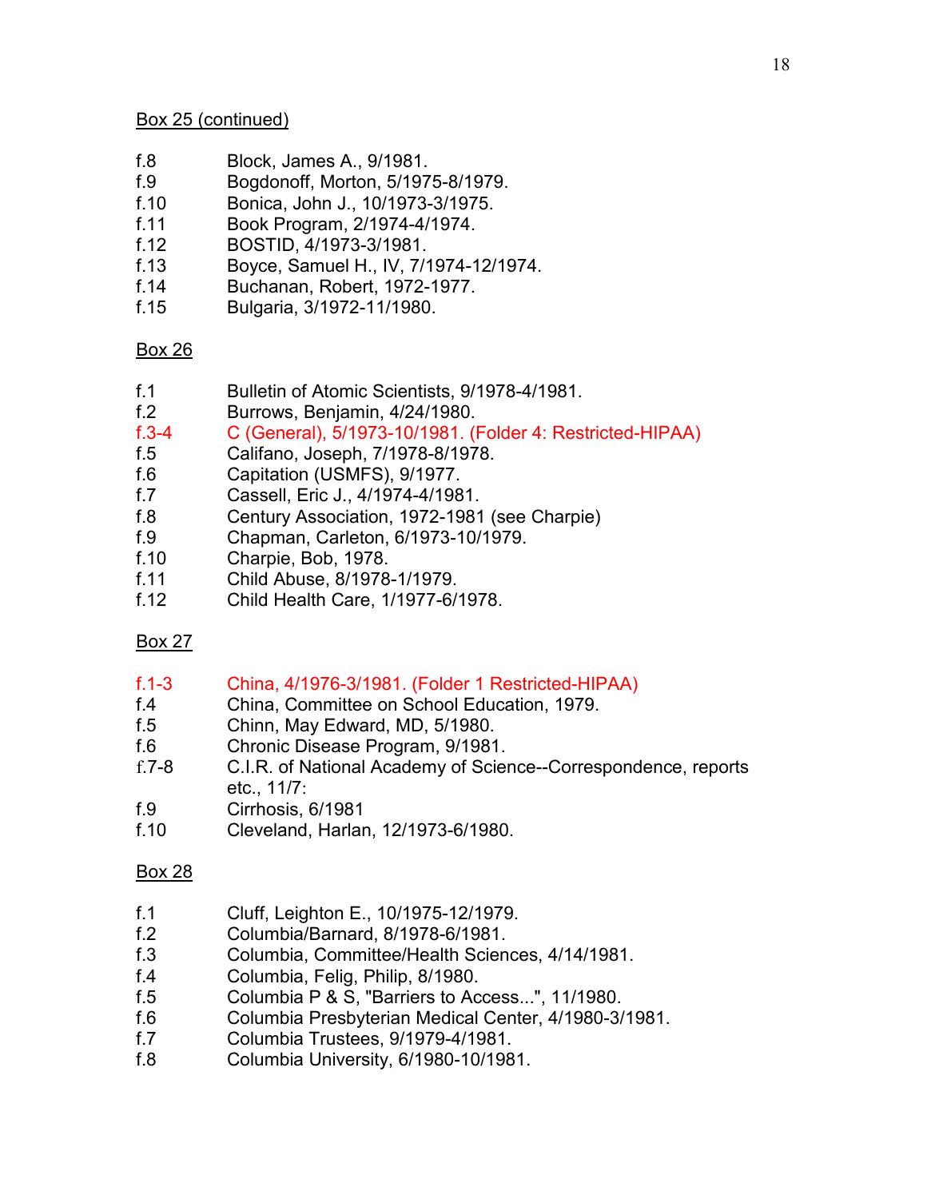Box 25 (continued)

| | |
|---|---|
| f.8 | Block, James A., 9/1981. |
| f.9 | Bogdonoff, Morton, 5/1975-8/1979. |
| f.10 | Bonica, John J., 10/1973-3/1975. |
| f.11 | Book Program, 2/1974-4/1974. |
| f.12 | BOSTID, 4/1973-3/1981. |
| f.13 | Boyce, Samuel H., IV, 7/1974-12/1974. |
| f.14 | Buchanan, Robert, 1972-1977. |
| f.15 | Bulgaria, 3/1972-11/1980. |

Box 26

| | |
|---|---|
| f.1 | Bulletin of Atomic Scientists, 9/1978-4/1981. |
| f.2 | Burrows, Benjamin, 4/24/1980. |
| f.3-4 | C (General), 5/1973-10/1981. (Folder 4: Restricted-HIPAA) |
| f.5 | Califano, Joseph, 7/1978-8/1978. |
| f.6 | Capitation (USMFS), 9/1977. |
| f.7 | Cassell, Eric J., 4/1974-4/1981. |
| f.8 | Century Association, 1972-1981 (see Charpie) |
| f.9 | Chapman, Carleton, 6/1973-10/1979. |
| f.10 | Charpie, Bob, 1978. |
| f.11 | Child Abuse, 8/1978-1/1979. |
| f.12 | Child Health Care, 1/1977-6/1978. |

Box 27

| | |
|---|---|
| f.1-3 | China, 4/1976-3/1981. (Folder 1 Restricted-HIPAA) |
| f.4 | China, Committee on School Education, 1979. |
| f.5 | Chinn, May Edward, MD, 5/1980. |
| f.6 | Chronic Disease Program, 9/1981. |
| f.7-8 | C.I.R. of National Academy of Science--Correspondence, reports etc., 11/7: |
| f.9 | Cirrhosis, 6/1981 |
| f.10 | Cleveland, Harlan, 12/1973-6/1980. |

Box 28

| | |
|---|---|
| f.1 | Cluff, Leighton E., 10/1975-12/1979. |
| f.2 | Columbia/Barnard, 8/1978-6/1981. |
| f.3 | Columbia, Committee/Health Sciences, 4/14/1981. |
| f.4 | Columbia, Felig, Philip, 8/1980. |
| f.5 | Columbia P & S, "Barriers to Access...", 11/1980. |
| f.6 | Columbia Presbyterian Medical Center, 4/1980-3/1981. |
| f.7 | Columbia Trustees, 9/1979-4/1981. |
| f.8 | Columbia University, 6/1980-10/1981. |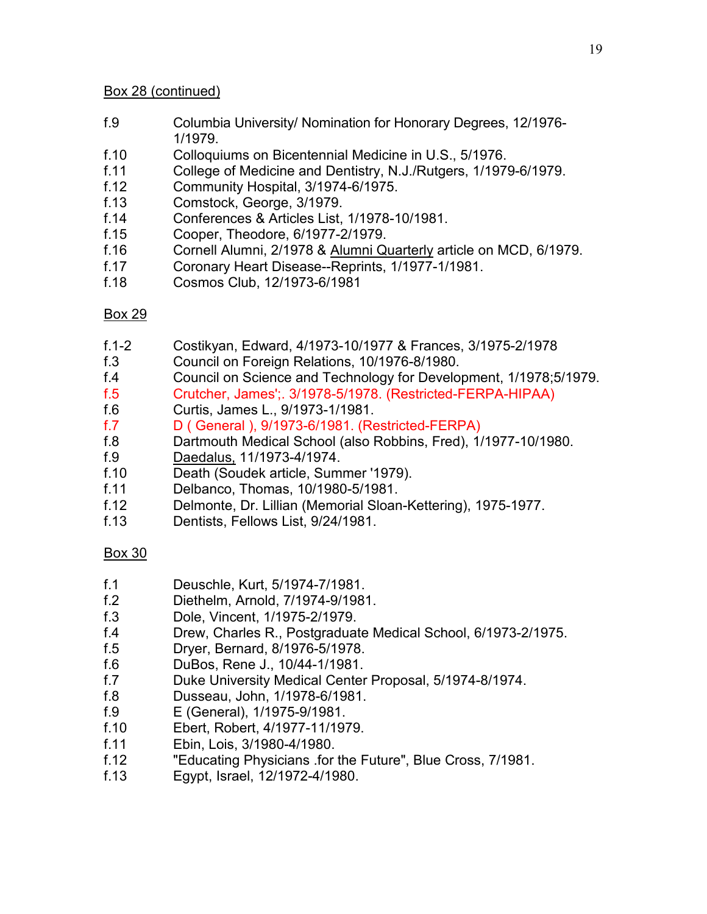<u>Box 28 (continued)</u>

| | |
|---|---|
| f.9 | Columbia University/ Nomination for Honorary Degrees, 12/1976-1/1979. |
| f.10 | Colloquiums on Bicentennial Medicine in U.S., 5/1976. |
| f.11 | College of Medicine and Dentistry, N.J./Rutgers, 1/1979-6/1979. |
| f.12 | Community Hospital, 3/1974-6/1975. |
| f.13 | Comstock, George, 3/1979. |
| f.14 | Conferences & Articles List, 1/1978-10/1981. |
| f.15 | Cooper, Theodore, 6/1977-2/1979. |
| f.16 | Cornell Alumni, 2/1978 & <u>Alumni Quarterly</u> article on MCD, 6/1979. |
| f.17 | Coronary Heart Disease--Reprints, 1/1977-1/1981. |
| f.18 | Cosmos Club, 12/1973-6/1981 |

<u>Box 29</u>

| | |
|---|---|
| f.1-2 | Costikyan, Edward, 4/1973-10/1977 & Frances, 3/1975-2/1978 |
| f.3 | Council on Foreign Relations, 10/1976-8/1980. |
| f.4 | Council on Science and Technology for Development, 1/1978;5/1979. |
| f.5 | Crutcher, James';. 3/1978-5/1978. (Restricted-FERPA-HIPAA) |
| f.6 | Curtis, James L., 9/1973-1/1981. |
| f.7 | D ( General ), 9/1973-6/1981. (Restricted-FERPA) |
| f.8 | Dartmouth Medical School (also Robbins, Fred), 1/1977-10/1980. |
| f.9 | <u>Daedalus,</u> 11/1973-4/1974. |
| f.10 | Death (Soudek article, Summer '1979). |
| f.11 | Delbanco, Thomas, 10/1980-5/1981. |
| f.12 | Delmonte, Dr. Lillian (Memorial Sloan-Kettering), 1975-1977. |
| f.13 | Dentists, Fellows List, 9/24/1981. |

<u>Box 30</u>

| | |
|---|---|
| f.1 | Deuschle, Kurt, 5/1974-7/1981. |
| f.2 | Diethelm, Arnold, 7/1974-9/1981. |
| f.3 | Dole, Vincent, 1/1975-2/1979. |
| f.4 | Drew, Charles R., Postgraduate Medical School, 6/1973-2/1975. |
| f.5 | Dryer, Bernard, 8/1976-5/1978. |
| f.6 | DuBos, Rene J., 10/44-1/1981. |
| f.7 | Duke University Medical Center Proposal, 5/1974-8/1974. |
| f.8 | Dusseau, John, 1/1978-6/1981. |
| f.9 | E (General), 1/1975-9/1981. |
| f.10 | Ebert, Robert, 4/1977-11/1979. |
| f.11 | Ebin, Lois, 3/1980-4/1980. |
| f.12 | "Educating Physicians .for the Future", Blue Cross, 7/1981. |
| f.13 | Egypt, Israel, 12/1972-4/1980. |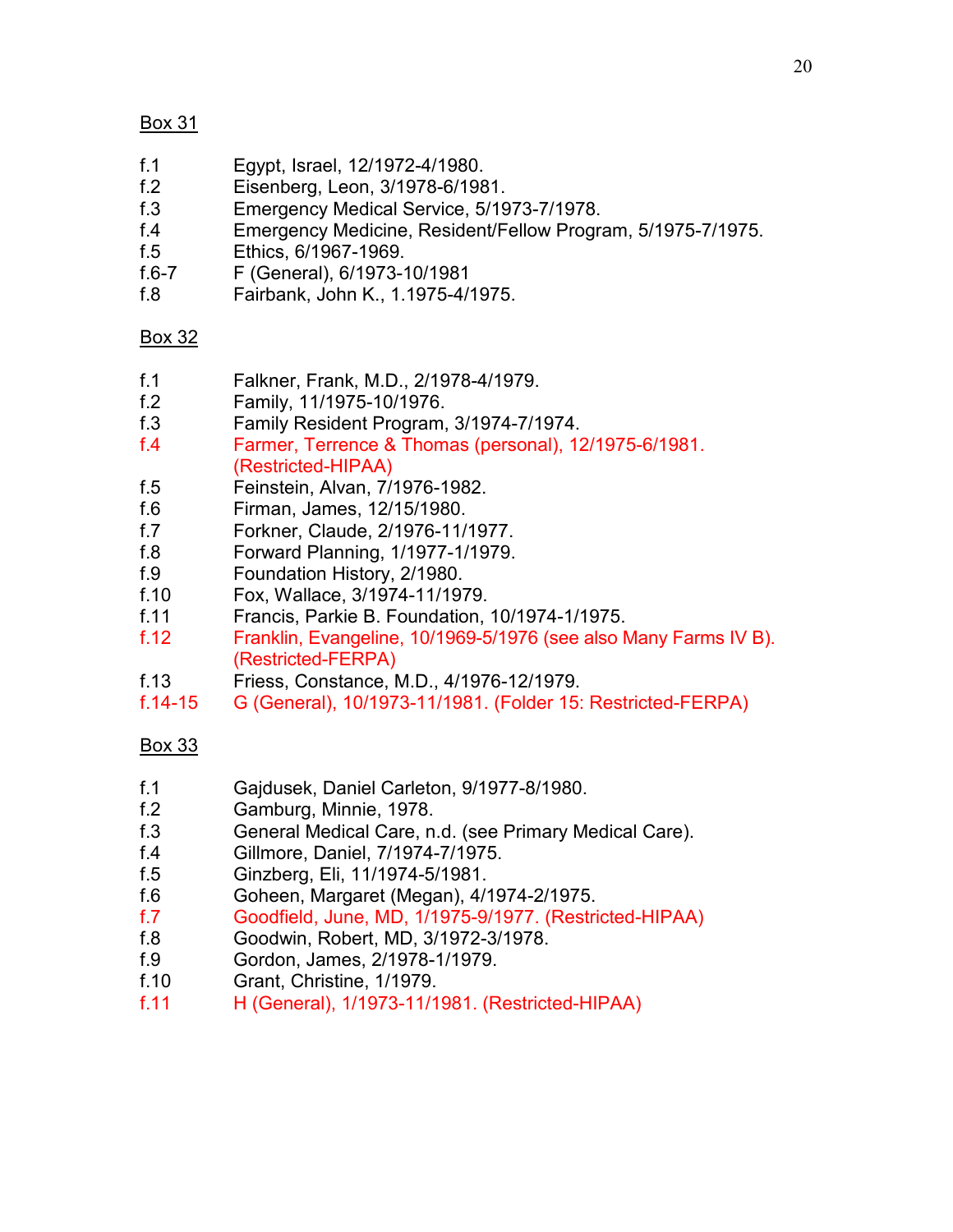Box 31

f.1 Egypt, Israel, 12/1972-4/1980.
f.2 Eisenberg, Leon, 3/1978-6/1981.
f.3 Emergency Medical Service, 5/1973-7/1978.
f.4 Emergency Medicine, Resident/Fellow Program, 5/1975-7/1975.
f.5 Ethics, 6/1967-1969.
f.6-7 F (General), 6/1973-10/1981
f.8 Fairbank, John K., 1.1975-4/1975.

Box 32

f.1 Falkner, Frank, M.D., 2/1978-4/1979.
f.2 Family, 11/1975-10/1976.
f.3 Family Resident Program, 3/1974-7/1974.
f.4 Farmer, Terrence & Thomas (personal), 12/1975-6/1981. (Restricted-HIPAA)
f.5 Feinstein, Alvan, 7/1976-1982.
f.6 Firman, James, 12/15/1980.
f.7 Forkner, Claude, 2/1976-11/1977.
f.8 Forward Planning, 1/1977-1/1979.
f.9 Foundation History, 2/1980.
f.10 Fox, Wallace, 3/1974-11/1979.
f.11 Francis, Parkie B. Foundation, 10/1974-1/1975.
f.12 Franklin, Evangeline, 10/1969-5/1976 (see also Many Farms IV B). (Restricted-FERPA)
f.13 Friess, Constance, M.D., 4/1976-12/1979.
f.14-15 G (General), 10/1973-11/1981. (Folder 15: Restricted-FERPA)

Box 33

f.1 Gajdusek, Daniel Carleton, 9/1977-8/1980.
f.2 Gamburg, Minnie, 1978.
f.3 General Medical Care, n.d. (see Primary Medical Care).
f.4 Gillmore, Daniel, 7/1974-7/1975.
f.5 Ginzberg, Eli, 11/1974-5/1981.
f.6 Goheen, Margaret (Megan), 4/1974-2/1975.
f.7 Goodfield, June, MD, 1/1975-9/1977. (Restricted-HIPAA)
f.8 Goodwin, Robert, MD, 3/1972-3/1978.
f.9 Gordon, James, 2/1978-1/1979.
f.10 Grant, Christine, 1/1979.
f.11 H (General), 1/1973-11/1981. (Restricted-HIPAA)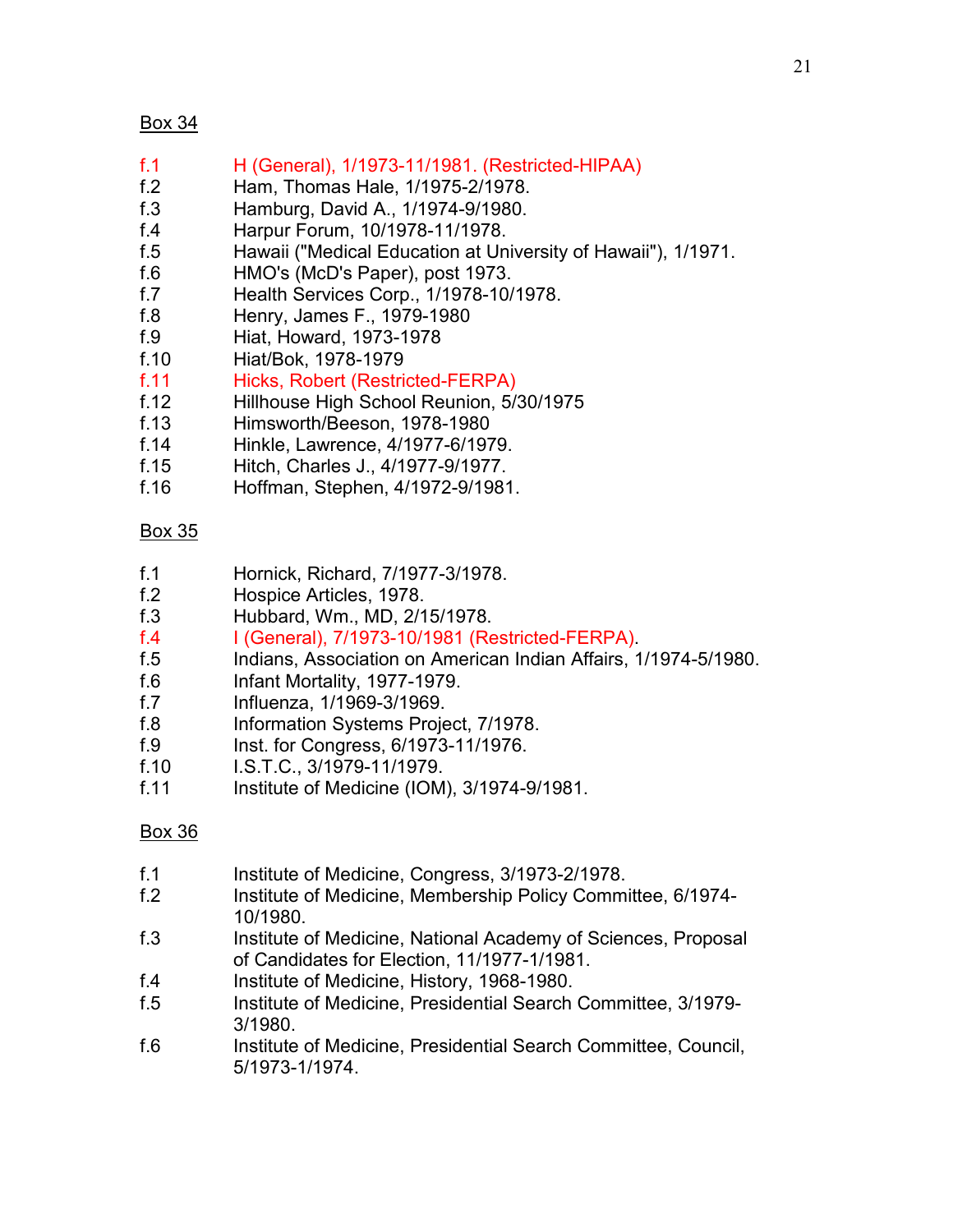Box 34

f.1 H (General), 1/1973-11/1981. (Restricted-HIPAA)
f.2 Ham, Thomas Hale, 1/1975-2/1978.
f.3 Hamburg, David A., 1/1974-9/1980.
f.4 Harpur Forum, 10/1978-11/1978.
f.5 Hawaii ("Medical Education at University of Hawaii"), 1/1971.
f.6 HMO's (McD's Paper), post 1973.
f.7 Health Services Corp., 1/1978-10/1978.
f.8 Henry, James F., 1979-1980
f.9 Hiat, Howard, 1973-1978
f.10 Hiat/Bok, 1978-1979
f.11 Hicks, Robert (Restricted-FERPA)
f.12 Hillhouse High School Reunion, 5/30/1975
f.13 Himsworth/Beeson, 1978-1980
f.14 Hinkle, Lawrence, 4/1977-6/1979.
f.15 Hitch, Charles J., 4/1977-9/1977.
f.16 Hoffman, Stephen, 4/1972-9/1981.

Box 35

f.1 Hornick, Richard, 7/1977-3/1978.
f.2 Hospice Articles, 1978.
f.3 Hubbard, Wm., MD, 2/15/1978.
f.4 I (General), 7/1973-10/1981 (Restricted-FERPA).
f.5 Indians, Association on American Indian Affairs, 1/1974-5/1980.
f.6 Infant Mortality, 1977-1979.
f.7 Influenza, 1/1969-3/1969.
f.8 Information Systems Project, 7/1978.
f.9 Inst. for Congress, 6/1973-11/1976.
f.10 I.S.T.C., 3/1979-11/1979.
f.11 Institute of Medicine (IOM), 3/1974-9/1981.

Box 36

f.1 Institute of Medicine, Congress, 3/1973-2/1978.
f.2 Institute of Medicine, Membership Policy Committee, 6/1974-10/1980.
f.3 Institute of Medicine, National Academy of Sciences, Proposal of Candidates for Election, 11/1977-1/1981.
f.4 Institute of Medicine, History, 1968-1980.
f.5 Institute of Medicine, Presidential Search Committee, 3/1979-3/1980.
f.6 Institute of Medicine, Presidential Search Committee, Council, 5/1973-1/1974.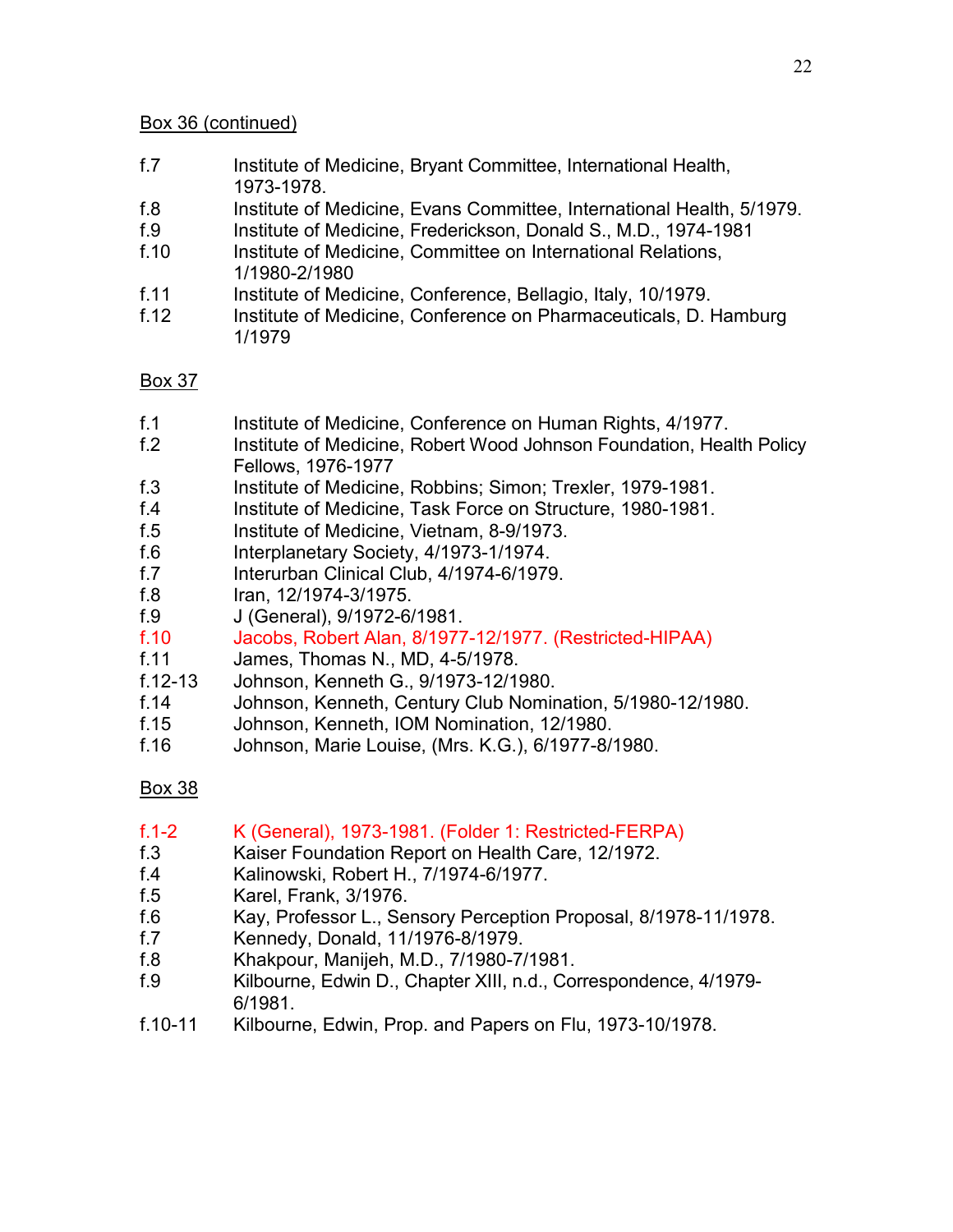Box 36 (continued)

| | |
|---|---|
| f.7 | Institute of Medicine, Bryant Committee, International Health, 1973-1978. |
| f.8 | Institute of Medicine, Evans Committee, International Health, 5/1979. |
| f.9 | Institute of Medicine, Frederickson, Donald S., M.D., 1974-1981 |
| f.10 | Institute of Medicine, Committee on International Relations, 1/1980-2/1980 |
| f.11 | Institute of Medicine, Conference, Bellagio, Italy, 10/1979. |
| f.12 | Institute of Medicine, Conference on Pharmaceuticals, D. Hamburg 1/1979 |

Box 37

| | |
|---|---|
| f.1 | Institute of Medicine, Conference on Human Rights, 4/1977. |
| f.2 | Institute of Medicine, Robert Wood Johnson Foundation, Health Policy Fellows, 1976-1977 |
| f.3 | Institute of Medicine, Robbins; Simon; Trexler, 1979-1981. |
| f.4 | Institute of Medicine, Task Force on Structure, 1980-1981. |
| f.5 | Institute of Medicine, Vietnam, 8-9/1973. |
| f.6 | Interplanetary Society, 4/1973-1/1974. |
| f.7 | Interurban Clinical Club, 4/1974-6/1979. |
| f.8 | Iran, 12/1974-3/1975. |
| f.9 | J (General), 9/1972-6/1981. |
| f.10 | Jacobs, Robert Alan, 8/1977-12/1977. (Restricted-HIPAA) |
| f.11 | James, Thomas N., MD, 4-5/1978. |
| f.12-13 | Johnson, Kenneth G., 9/1973-12/1980. |
| f.14 | Johnson, Kenneth, Century Club Nomination, 5/1980-12/1980. |
| f.15 | Johnson, Kenneth, IOM Nomination, 12/1980. |
| f.16 | Johnson, Marie Louise, (Mrs. K.G.), 6/1977-8/1980. |

Box 38

| | |
|---|---|
| f.1-2 | K (General), 1973-1981. (Folder 1: Restricted-FERPA) |
| f.3 | Kaiser Foundation Report on Health Care, 12/1972. |
| f.4 | Kalinowski, Robert H., 7/1974-6/1977. |
| f.5 | Karel, Frank, 3/1976. |
| f.6 | Kay, Professor L., Sensory Perception Proposal, 8/1978-11/1978. |
| f.7 | Kennedy, Donald, 11/1976-8/1979. |
| f.8 | Khakpour, Manijeh, M.D., 7/1980-7/1981. |
| f.9 | Kilbourne, Edwin D., Chapter XIII, n.d., Correspondence, 4/1979-6/1981. |
| f.10-11 | Kilbourne, Edwin, Prop. and Papers on Flu, 1973-10/1978. |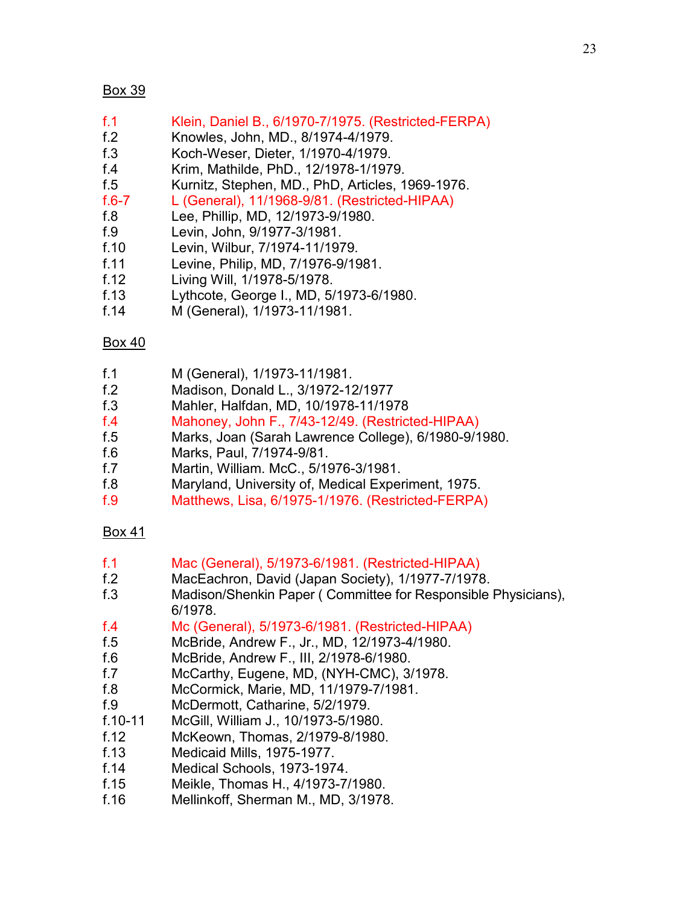Box 39

f.1 Klein, Daniel B., 6/1970-7/1975. (Restricted-FERPA)
f.2 Knowles, John, MD., 8/1974-4/1979.
f.3 Koch-Weser, Dieter, 1/1970-4/1979.
f.4 Krim, Mathilde, PhD., 12/1978-1/1979.
f.5 Kurnitz, Stephen, MD., PhD, Articles, 1969-1976.
f.6-7 L (General), 11/1968-9/81. (Restricted-HIPAA)
f.8 Lee, Phillip, MD, 12/1973-9/1980.
f.9 Levin, John, 9/1977-3/1981.
f.10 Levin, Wilbur, 7/1974-11/1979.
f.11 Levine, Philip, MD, 7/1976-9/1981.
f.12 Living Will, 1/1978-5/1978.
f.13 Lythcote, George I., MD, 5/1973-6/1980.
f.14 M (General), 1/1973-11/1981.

Box 40

f.1 M (General), 1/1973-11/1981.
f.2 Madison, Donald L., 3/1972-12/1977
f.3 Mahler, Halfdan, MD, 10/1978-11/1978
f.4 Mahoney, John F., 7/43-12/49. (Restricted-HIPAA)
f.5 Marks, Joan (Sarah Lawrence College), 6/1980-9/1980.
f.6 Marks, Paul, 7/1974-9/81.
f.7 Martin, William. McC., 5/1976-3/1981.
f.8 Maryland, University of, Medical Experiment, 1975.
f.9 Matthews, Lisa, 6/1975-1/1976. (Restricted-FERPA)

Box 41

f.1 Mac (General), 5/1973-6/1981. (Restricted-HIPAA)
f.2 MacEachron, David (Japan Society), 1/1977-7/1978.
f.3 Madison/Shenkin Paper ( Committee for Responsible Physicians), 6/1978.
f.4 Mc (General), 5/1973-6/1981. (Restricted-HIPAA)
f.5 McBride, Andrew F., Jr., MD, 12/1973-4/1980.
f.6 McBride, Andrew F., III, 2/1978-6/1980.
f.7 McCarthy, Eugene, MD, (NYH-CMC), 3/1978.
f.8 McCormick, Marie, MD, 11/1979-7/1981.
f.9 McDermott, Catharine, 5/2/1979.
f.10-11 McGill, William J., 10/1973-5/1980.
f.12 McKeown, Thomas, 2/1979-8/1980.
f.13 Medicaid Mills, 1975-1977.
f.14 Medical Schools, 1973-1974.
f.15 Meikle, Thomas H., 4/1973-7/1980.
f.16 Mellinkoff, Sherman M., MD, 3/1978.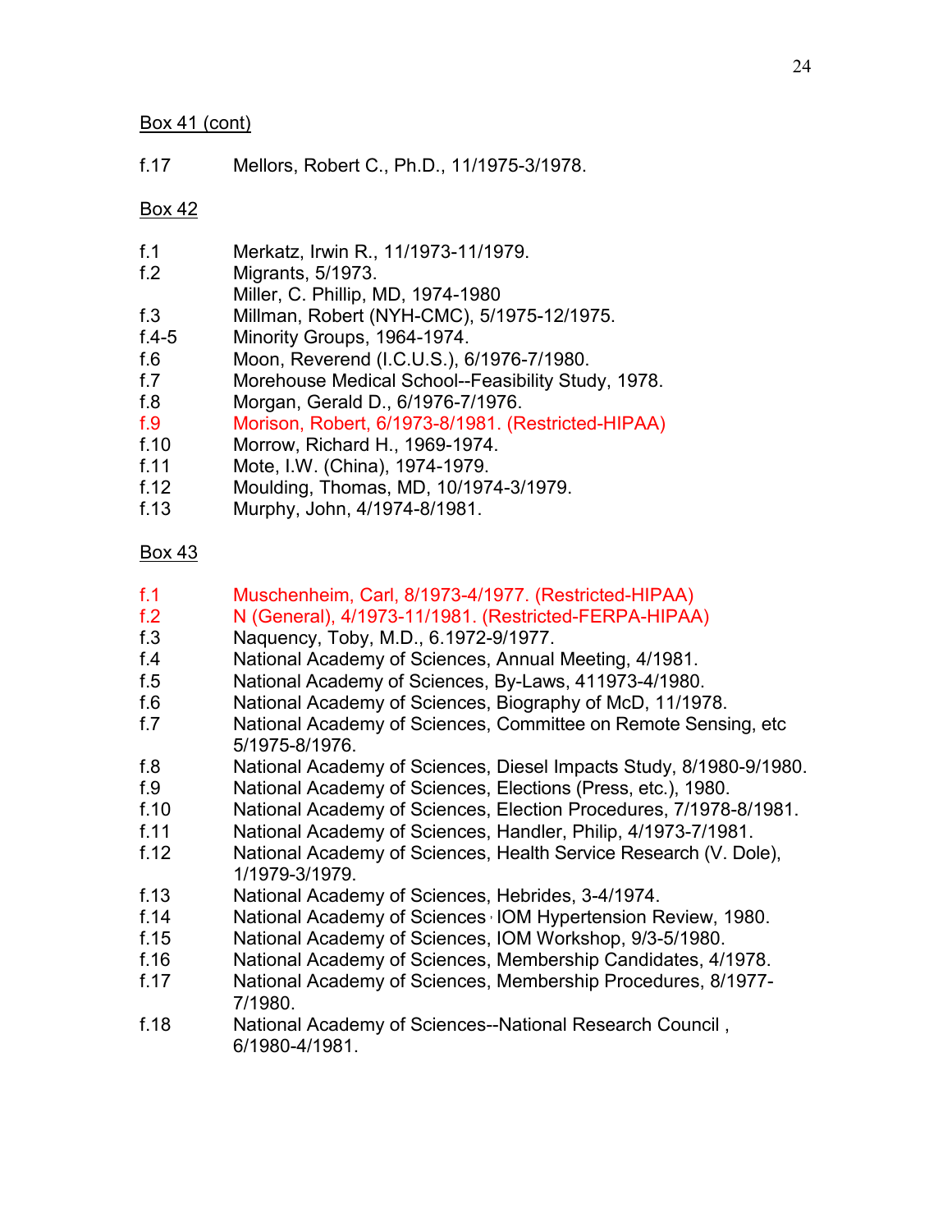Box 41 (cont)

f.17 Mellors, Robert C., Ph.D., 11/1975-3/1978.

Box 42

f.1 Merkatz, Irwin R., 11/1973-11/1979.
f.2 Migrants, 5/1973.
Miller, C. Phillip, MD, 1974-1980
f.3 Millman, Robert (NYH-CMC), 5/1975-12/1975.
f.4-5 Minority Groups, 1964-1974.
f.6 Moon, Reverend (I.C.U.S.), 6/1976-7/1980.
f.7 Morehouse Medical School--Feasibility Study, 1978.
f.8 Morgan, Gerald D., 6/1976-7/1976.
f.9 Morison, Robert, 6/1973-8/1981. (Restricted-HIPAA)
f.10 Morrow, Richard H., 1969-1974.
f.11 Mote, I.W. (China), 1974-1979.
f.12 Moulding, Thomas, MD, 10/1974-3/1979.
f.13 Murphy, John, 4/1974-8/1981.

Box 43

f.1 Muschenheim, Carl, 8/1973-4/1977. (Restricted-HIPAA)
f.2 N (General), 4/1973-11/1981. (Restricted-FERPA-HIPAA)
f.3 Naquency, Toby, M.D., 6.1972-9/1977.
f.4 National Academy of Sciences, Annual Meeting, 4/1981.
f.5 National Academy of Sciences, By-Laws, 411973-4/1980.
f.6 National Academy of Sciences, Biography of McD, 11/1978.
f.7 National Academy of Sciences, Committee on Remote Sensing, etc 5/1975-8/1976.
f.8 National Academy of Sciences, Diesel Impacts Study, 8/1980-9/1980.
f.9 National Academy of Sciences, Elections (Press, etc.), 1980.
f.10 National Academy of Sciences, Election Procedures, 7/1978-8/1981.
f.11 National Academy of Sciences, Handler, Philip, 4/1973-7/1981.
f.12 National Academy of Sciences, Health Service Research (V. Dole), 1/1979-3/1979.
f.13 National Academy of Sciences, Hebrides, 3-4/1974.
f.14 National Academy of Sciences, IOM Hypertension Review, 1980.
f.15 National Academy of Sciences, IOM Workshop, 9/3-5/1980.
f.16 National Academy of Sciences, Membership Candidates, 4/1978.
f.17 National Academy of Sciences, Membership Procedures, 8/1977-7/1980.
f.18 National Academy of Sciences--National Research Council , 6/1980-4/1981.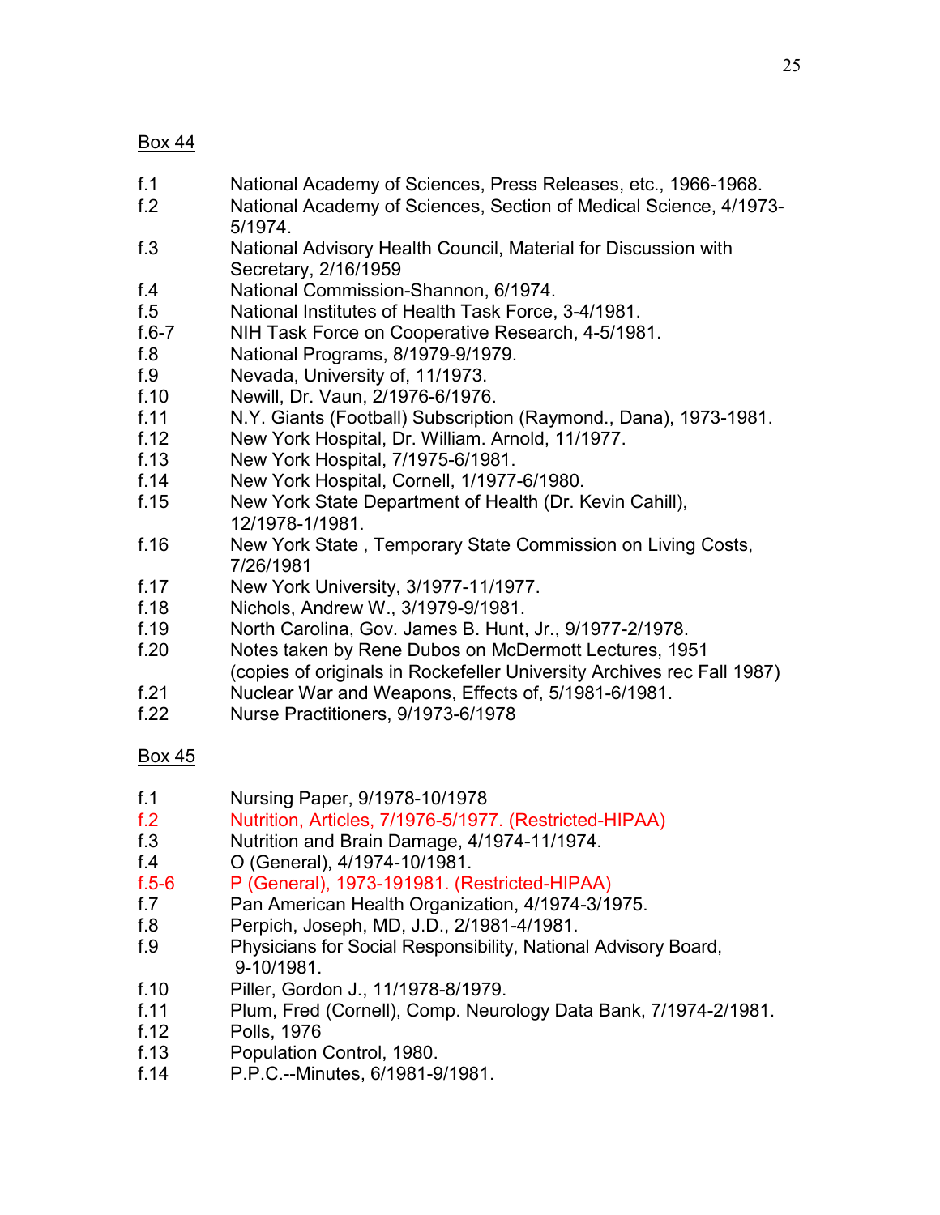Box 44

| | |
|---|---|
| f.1 | National Academy of Sciences, Press Releases, etc., 1966-1968. |
| f.2 | National Academy of Sciences, Section of Medical Science, 4/1973-5/1974. |
| f.3 | National Advisory Health Council, Material for Discussion with Secretary, 2/16/1959 |
| f.4 | National Commission-Shannon, 6/1974. |
| f.5 | National Institutes of Health Task Force, 3-4/1981. |
| f.6-7 | NIH Task Force on Cooperative Research, 4-5/1981. |
| f.8 | National Programs, 8/1979-9/1979. |
| f.9 | Nevada, University of, 11/1973. |
| f.10 | Newill, Dr. Vaun, 2/1976-6/1976. |
| f.11 | N.Y. Giants (Football) Subscription (Raymond., Dana), 1973-1981. |
| f.12 | New York Hospital, Dr. William. Arnold, 11/1977. |
| f.13 | New York Hospital, 7/1975-6/1981. |
| f.14 | New York Hospital, Cornell, 1/1977-6/1980. |
| f.15 | New York State Department of Health (Dr. Kevin Cahill), 12/1978-1/1981. |
| f.16 | New York State , Temporary State Commission on Living Costs, 7/26/1981 |
| f.17 | New York University, 3/1977-11/1977. |
| f.18 | Nichols, Andrew W., 3/1979-9/1981. |
| f.19 | North Carolina, Gov. James B. Hunt, Jr., 9/1977-2/1978. |
| f.20 | Notes taken by Rene Dubos on McDermott Lectures, 1951 (copies of originals in Rockefeller University Archives rec Fall 1987) |
| f.21 | Nuclear War and Weapons, Effects of, 5/1981-6/1981. |
| f.22 | Nurse Practitioners, 9/1973-6/1978 |

Box 45

| | |
|---|---|
| f.1 | Nursing Paper, 9/1978-10/1978 |
| f.2 | Nutrition, Articles, 7/1976-5/1977. (Restricted-HIPAA) |
| f.3 | Nutrition and Brain Damage, 4/1974-11/1974. |
| f.4 | O (General), 4/1974-10/1981. |
| f.5-6 | P (General), 1973-191981. (Restricted-HIPAA) |
| f.7 | Pan American Health Organization, 4/1974-3/1975. |
| f.8 | Perpich, Joseph, MD, J.D., 2/1981-4/1981. |
| f.9 | Physicians for Social Responsibility, National Advisory Board, 9-10/1981. |
| f.10 | Piller, Gordon J., 11/1978-8/1979. |
| f.11 | Plum, Fred (Cornell), Comp. Neurology Data Bank, 7/1974-2/1981. |
| f.12 | Polls, 1976 |
| f.13 | Population Control, 1980. |
| f.14 | P.P.C.--Minutes, 6/1981-9/1981. |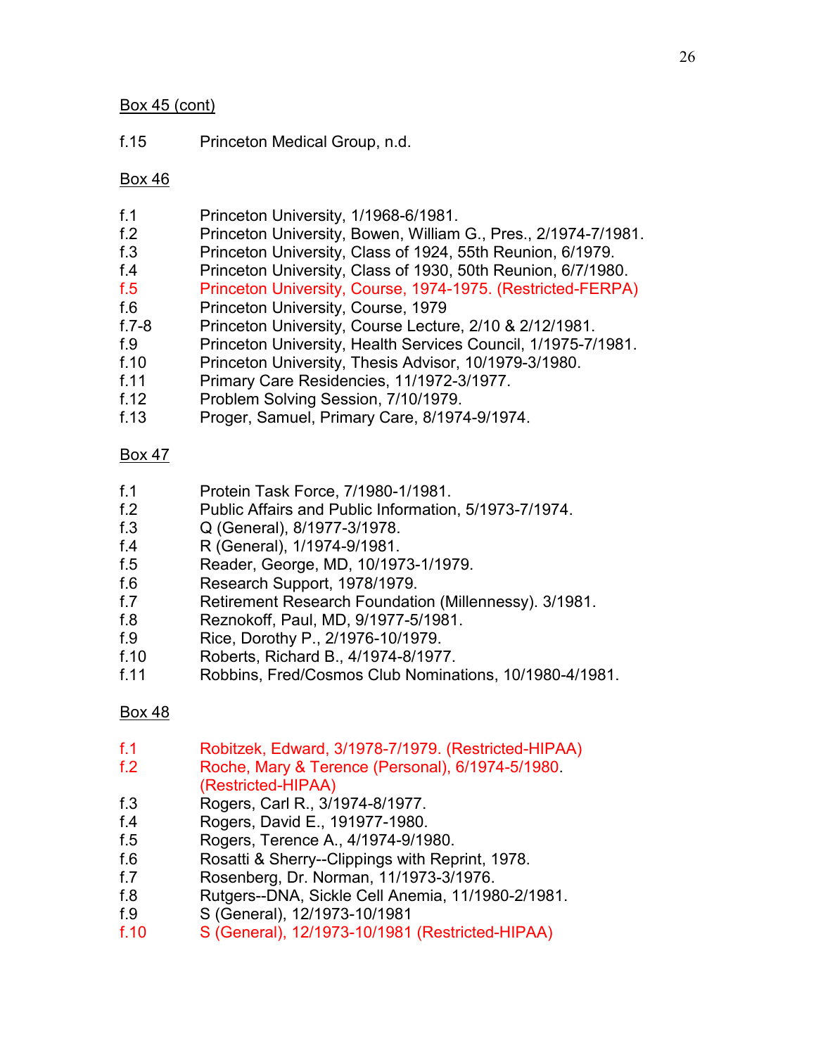Box 45 (cont)

f.15 Princeton Medical Group, n.d.

Box 46

f.1 Princeton University, 1/1968-6/1981.
f.2 Princeton University, Bowen, William G., Pres., 2/1974-7/1981.
f.3 Princeton University, Class of 1924, 55th Reunion, 6/1979.
f.4 Princeton University, Class of 1930, 50th Reunion, 6/7/1980.
f.5 Princeton University, Course, 1974-1975. (Restricted-FERPA)
f.6 Princeton University, Course, 1979
f.7-8 Princeton University, Course Lecture, 2/10 & 2/12/1981.
f.9 Princeton University, Health Services Council, 1/1975-7/1981.
f.10 Princeton University, Thesis Advisor, 10/1979-3/1980.
f.11 Primary Care Residencies, 11/1972-3/1977.
f.12 Problem Solving Session, 7/10/1979.
f.13 Proger, Samuel, Primary Care, 8/1974-9/1974.

Box 47

f.1 Protein Task Force, 7/1980-1/1981.
f.2 Public Affairs and Public Information, 5/1973-7/1974.
f.3 Q (General), 8/1977-3/1978.
f.4 R (General), 1/1974-9/1981.
f.5 Reader, George, MD, 10/1973-1/1979.
f.6 Research Support, 1978/1979.
f.7 Retirement Research Foundation (Millennessy). 3/1981.
f.8 Reznokoff, Paul, MD, 9/1977-5/1981.
f.9 Rice, Dorothy P., 2/1976-10/1979.
f.10 Roberts, Richard B., 4/1974-8/1977.
f.11 Robbins, Fred/Cosmos Club Nominations, 10/1980-4/1981.

Box 48

f.1 Robitzek, Edward, 3/1978-7/1979. (Restricted-HIPAA)
f.2 Roche, Mary & Terence (Personal), 6/1974-5/1980. (Restricted-HIPAA)
f.3 Rogers, Carl R., 3/1974-8/1977.
f.4 Rogers, David E., 191977-1980.
f.5 Rogers, Terence A., 4/1974-9/1980.
f.6 Rosatti & Sherry--Clippings with Reprint, 1978.
f.7 Rosenberg, Dr. Norman, 11/1973-3/1976.
f.8 Rutgers--DNA, Sickle Cell Anemia, 11/1980-2/1981.
f.9 S (General), 12/1973-10/1981
f.10 S (General), 12/1973-10/1981 (Restricted-HIPAA)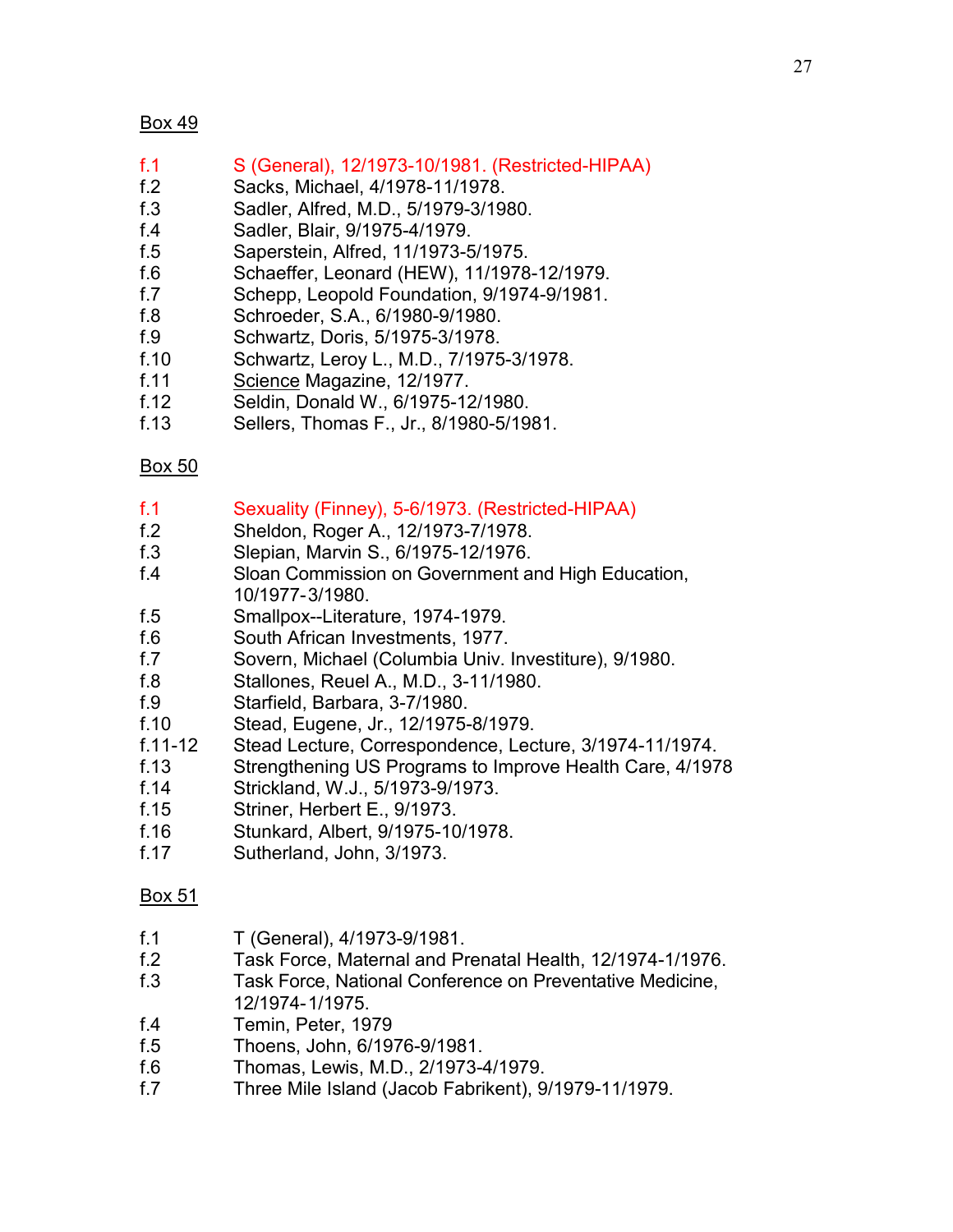Box 49

| | |
|---|---|
| f.1 | S (General), 12/1973-10/1981. (Restricted-HIPAA) |
| f.2 | Sacks, Michael, 4/1978-11/1978. |
| f.3 | Sadler, Alfred, M.D., 5/1979-3/1980. |
| f.4 | Sadler, Blair, 9/1975-4/1979. |
| f.5 | Saperstein, Alfred, 11/1973-5/1975. |
| f.6 | Schaeffer, Leonard (HEW), 11/1978-12/1979. |
| f.7 | Schepp, Leopold Foundation, 9/1974-9/1981. |
| f.8 | Schroeder, S.A., 6/1980-9/1980. |
| f.9 | Schwartz, Doris, 5/1975-3/1978. |
| f.10 | Schwartz, Leroy L., M.D., 7/1975-3/1978. |
| f.11 | Science Magazine, 12/1977. |
| f.12 | Seldin, Donald W., 6/1975-12/1980. |
| f.13 | Sellers, Thomas F., Jr., 8/1980-5/1981. |

Box 50

| | |
|---|---|
| f.1 | Sexuality (Finney), 5-6/1973. (Restricted-HIPAA) |
| f.2 | Sheldon, Roger A., 12/1973-7/1978. |
| f.3 | Slepian, Marvin S., 6/1975-12/1976. |
| f.4 | Sloan Commission on Government and High Education, 10/1977-3/1980. |
| f.5 | Smallpox--Literature, 1974-1979. |
| f.6 | South African Investments, 1977. |
| f.7 | Sovern, Michael (Columbia Univ. Investiture), 9/1980. |
| f.8 | Stallones, Reuel A., M.D., 3-11/1980. |
| f.9 | Starfield, Barbara, 3-7/1980. |
| f.10 | Stead, Eugene, Jr., 12/1975-8/1979. |
| f.11-12 | Stead Lecture, Correspondence, Lecture, 3/1974-11/1974. |
| f.13 | Strengthening US Programs to Improve Health Care, 4/1978 |
| f.14 | Strickland, W.J., 5/1973-9/1973. |
| f.15 | Striner, Herbert E., 9/1973. |
| f.16 | Stunkard, Albert, 9/1975-10/1978. |
| f.17 | Sutherland, John, 3/1973. |

Box 51

| | |
|---|---|
| f.1 | T (General), 4/1973-9/1981. |
| f.2 | Task Force, Maternal and Prenatal Health, 12/1974-1/1976. |
| f.3 | Task Force, National Conference on Preventative Medicine, 12/1974-1/1975. |
| f.4 | Temin, Peter, 1979 |
| f.5 | Thoens, John, 6/1976-9/1981. |
| f.6 | Thomas, Lewis, M.D., 2/1973-4/1979. |
| f.7 | Three Mile Island (Jacob Fabrikent), 9/1979-11/1979. |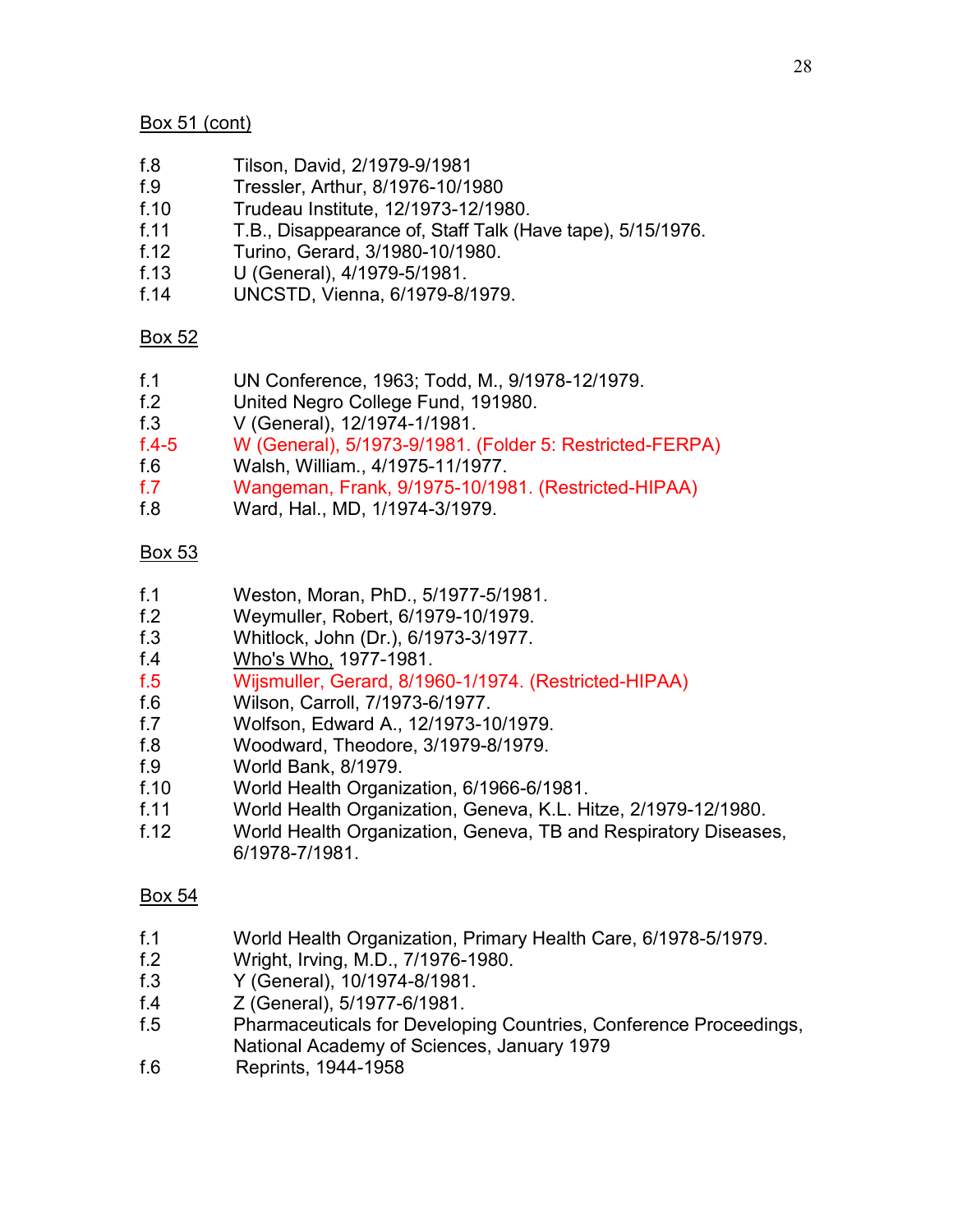Box 51 (cont)

| | |
|---|---|
| f.8 | Tilson, David, 2/1979-9/1981 |
| f.9 | Tressler, Arthur, 8/1976-10/1980 |
| f.10 | Trudeau Institute, 12/1973-12/1980. |
| f.11 | T.B., Disappearance of, Staff Talk (Have tape), 5/15/1976. |
| f.12 | Turino, Gerard, 3/1980-10/1980. |
| f.13 | U (General), 4/1979-5/1981. |
| f.14 | UNCSTD, Vienna, 6/1979-8/1979. |

Box 52

| | |
|---|---|
| f.1 | UN Conference, 1963; Todd, M., 9/1978-12/1979. |
| f.2 | United Negro College Fund, 191980. |
| f.3 | V (General), 12/1974-1/1981. |
| f.4-5 | W (General), 5/1973-9/1981. (Folder 5: Restricted-FERPA) |
| f.6 | Walsh, William., 4/1975-11/1977. |
| f.7 | Wangeman, Frank, 9/1975-10/1981. (Restricted-HIPAA) |
| f.8 | Ward, Hal., MD, 1/1974-3/1979. |

Box 53

| | |
|---|---|
| f.1 | Weston, Moran, PhD., 5/1977-5/1981. |
| f.2 | Weymuller, Robert, 6/1979-10/1979. |
| f.3 | Whitlock, John (Dr.), 6/1973-3/1977. |
| f.4 | Who's Who, 1977-1981. |
| f.5 | Wijsmuller, Gerard, 8/1960-1/1974. (Restricted-HIPAA) |
| f.6 | Wilson, Carroll, 7/1973-6/1977. |
| f.7 | Wolfson, Edward A., 12/1973-10/1979. |
| f.8 | Woodward, Theodore, 3/1979-8/1979. |
| f.9 | World Bank, 8/1979. |
| f.10 | World Health Organization, 6/1966-6/1981. |
| f.11 | World Health Organization, Geneva, K.L. Hitze, 2/1979-12/1980. |
| f.12 | World Health Organization, Geneva, TB and Respiratory Diseases, 6/1978-7/1981. |

Box 54

| | |
|---|---|
| f.1 | World Health Organization, Primary Health Care, 6/1978-5/1979. |
| f.2 | Wright, Irving, M.D., 7/1976-1980. |
| f.3 | Y (General), 10/1974-8/1981. |
| f.4 | Z (General), 5/1977-6/1981. |
| f.5 | Pharmaceuticals for Developing Countries, Conference Proceedings, National Academy of Sciences, January 1979 |
| f.6 | Reprints, 1944-1958 |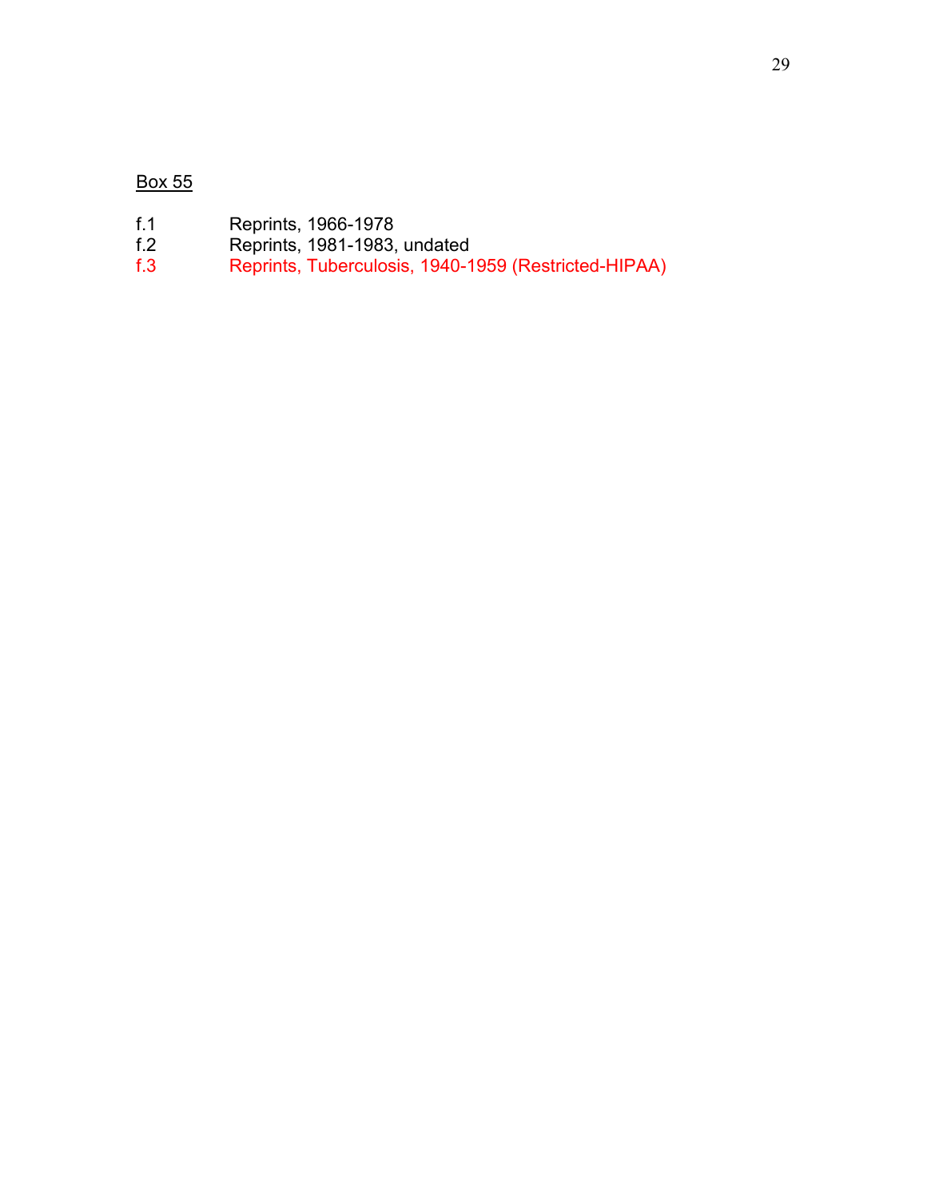Box 55

f.1 Reprints, 1966-1978
f.2 Reprints, 1981-1983, undated
f.3 Reprints, Tuberculosis, 1940-1959 (Restricted-HIPAA)